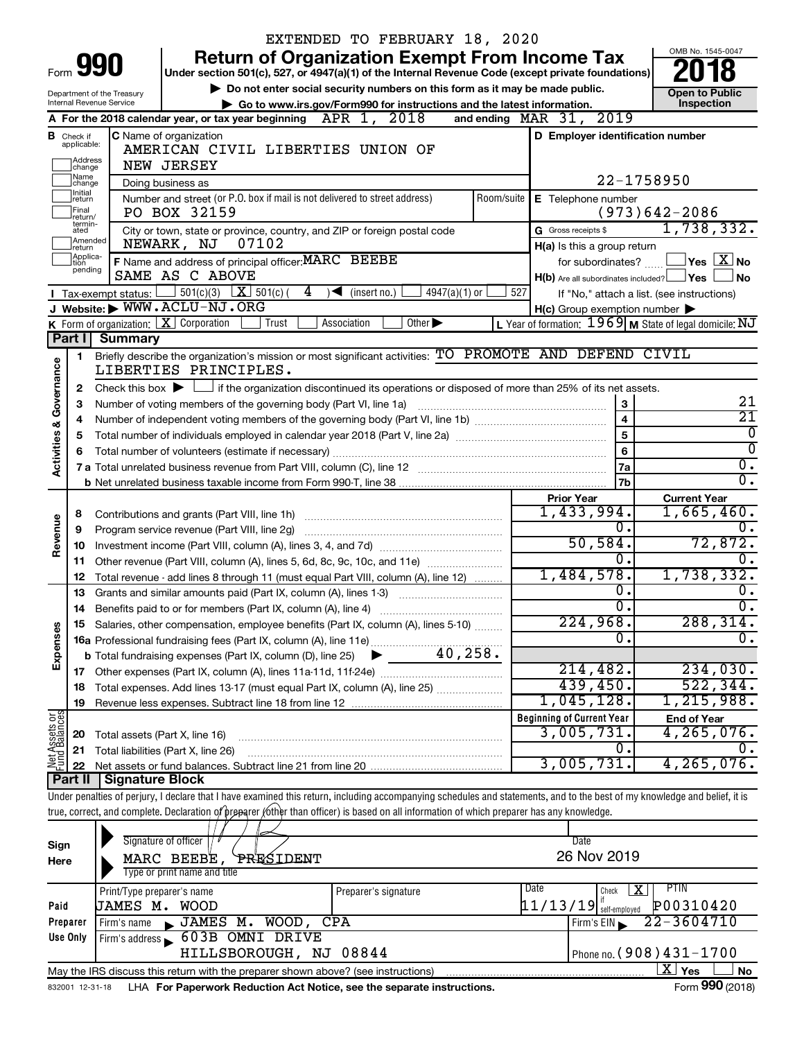EXTENDED TO FEBRUARY 18, 2020

# Form 990 — Return of Organization Exempt From Income Tax (2018)

Under section 501(c), 527, or 4947(a)(1) of the Internal Revenue Code (except private foundations)

▶ Do not enter social security numbers on this form as it may be made public.

▶ Go to www.irs.gov/Form990 for instructions and the latest information.

Department of the Treasury
Internal Revenue Service

OMB No. 1545-0047

**Open to Public Inspection**

**A** For the 2018 calendar year, or tax year beginning APR 1, 2018 and ending MAR 31, 2019

**B** Check if applicable: Address change, Name change, Initial return, Final return/terminated, Amended return, Application pending

**C** Name of organization: AMERICAN CIVIL LIBERTIES UNION OF NEW JERSEY

Doing business as

Number and street (or P.O. box if mail is not delivered to street address): PO BOX 32159 — Room/suite

City or town, state or province, country, and ZIP or foreign postal code: NEWARK, NJ 07102

**D** Employer identification number: 22-1758950

**E** Telephone number: (973)642-2086

**G** Gross receipts $ 1,738,332.

**F** Name and address of principal officer: MARC BEEBE, SAME AS C ABOVE

**H(a)** Is this a group return for subordinates? ☐ Yes ☒ No

**H(b)** Are all subordinates included? ☐ Yes ☐ No — If "No," attach a list. (see instructions)

**H(c)** Group exemption number ▶

**I** Tax-exempt status: ☐ 501(c)(3) ☒ 501(c) ( 4 ) ◀ (insert no.) ☐ 4947(a)(1) or ☐ 527

**J** Website: ▶ WWW.ACLU-NJ.ORG

**K** Form of organization: ☒ Corporation ☐ Trust ☐ Association ☐ Other ▶

**L** Year of formation: 1969 **M** State of legal domicile: NJ

## Part I Summary

**Activities & Governance**

1. Briefly describe the organization's mission or most significant activities: TO PROMOTE AND DEFEND CIVIL LIBERTIES PRINCIPLES.
2. Check this box ▶ ☐ if the organization discontinued its operations or disposed of more than 25% of its net assets.

| Line | Description | Box | Value |
|---|---|---|---|
| 3 | Number of voting members of the governing body (Part VI, line 1a) | 3 | 21 |
| 4 | Number of independent voting members of the governing body (Part VI, line 1b) | 4 | 21 |
| 5 | Total number of individuals employed in calendar year 2018 (Part V, line 2a) | 5 | 0 |
| 6 | Total number of volunteers (estimate if necessary) | 6 | 0 |
| 7a | Total unrelated business revenue from Part VIII, column (C), line 12 | 7a | 0. |
| 7b | Net unrelated business taxable income from Form 990-T, line 38 | 7b | 0. |

| Line | Description | Prior Year | Current Year |
|---|---|---|---|
| **Revenue** | | | |
| 8 | Contributions and grants (Part VIII, line 1h) | 1,433,994. | 1,665,460. |
| 9 | Program service revenue (Part VIII, line 2g) | 0. | 0. |
| 10 | Investment income (Part VIII, column (A), lines 3, 4, and 7d) | 50,584. | 72,872. |
| 11 | Other revenue (Part VIII, column (A), lines 5, 6d, 8c, 9c, 10c, and 11e) | 0. | 0. |
| 12 | Total revenue - add lines 8 through 11 (must equal Part VIII, column (A), line 12) | 1,484,578. | 1,738,332. |
| **Expenses** | | | |
| 13 | Grants and similar amounts paid (Part IX, column (A), lines 1-3) | 0. | 0. |
| 14 | Benefits paid to or for members (Part IX, column (A), line 4) | 0. | 0. |
| 15 | Salaries, other compensation, employee benefits (Part IX, column (A), lines 5-10) | 224,968. | 288,314. |
| 16a | Professional fundraising fees (Part IX, column (A), line 11e) | 0. | 0. |
| b | Total fundraising expenses (Part IX, column (D), line 25) ▶ 40,258. | | |
| 17 | Other expenses (Part IX, column (A), lines 11a-11d, 11f-24e) | 214,482. | 234,030. |
| 18 | Total expenses. Add lines 13-17 (must equal Part IX, column (A), line 25) | 439,450. | 522,344. |
| 19 | Revenue less expenses. Subtract line 18 from line 12 | 1,045,128. | 1,215,988. |

| Line | Net Assets or Fund Balances | Beginning of Current Year | End of Year |
|---|---|---|---|
| 20 | Total assets (Part X, line 16) | 3,005,731. | 4,265,076. |
| 21 | Total liabilities (Part X, line 26) | 0. | 0. |
| 22 | Net assets or fund balances. Subtract line 21 from line 20 | 3,005,731. | 4,265,076. |

## Part II Signature Block

Under penalties of perjury, I declare that I have examined this return, including accompanying schedules and statements, and to the best of my knowledge and belief, it is true, correct, and complete. Declaration of preparer (other than officer) is based on all information of which preparer has any knowledge.

**Sign Here**

Signature of officer — Date: 26 Nov 2019

MARC BEEBE, PRESIDENT
Type or print name and title

**Paid Preparer Use Only**

| Print/Type preparer's name | Preparer's signature | Date | Check ☒ if self-employed | PTIN |
|---|---|---|---|---|
| JAMES M. WOOD | | 11/13/19 | X | P00310420 |

Firm's name ▶ JAMES M. WOOD, CPA — Firm's EIN ▶ 22-3604710

Firm's address ▶ 603B OMNI DRIVE, HILLSBOROUGH, NJ 08844 — Phone no. (908)431-1700

May the IRS discuss this return with the preparer shown above? (see instructions) ☒ Yes ☐ No

832001 12-31-18 LHA For Paperwork Reduction Act Notice, see the separate instructions. Form 990 (2018)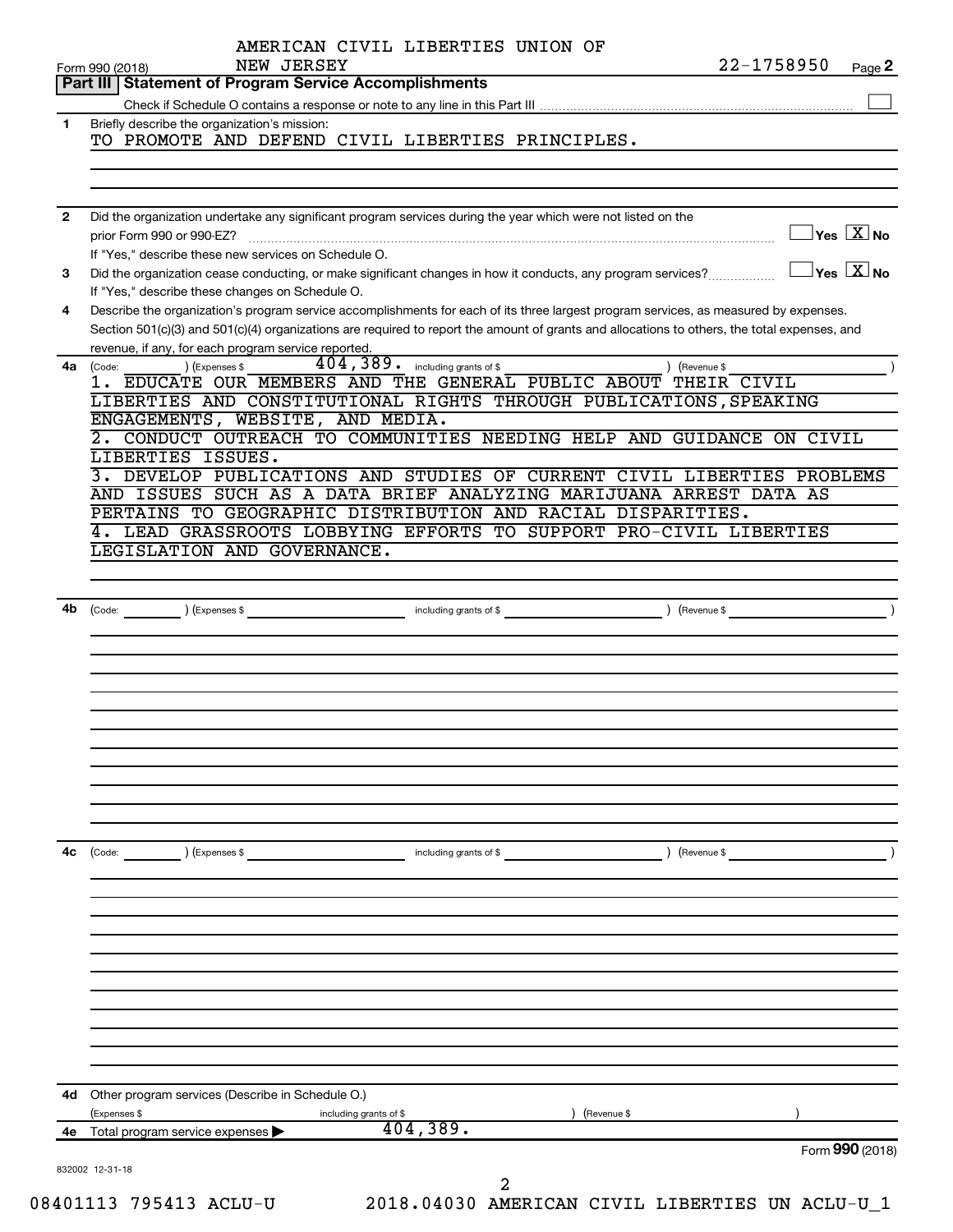AMERICAN CIVIL LIBERTIES UNION OF NEW JERSEY

Form 990 (2018) 22-1758950 Page **2**

## Part III | Statement of Program Service Accomplishments

Check if Schedule O contains a response or note to any line in this Part III ☐

**1** Briefly describe the organization's mission:

TO PROMOTE AND DEFEND CIVIL LIBERTIES PRINCIPLES.

**2** Did the organization undertake any significant program services during the year which were not listed on the prior Form 990 or 990-EZ? ☐ Yes ☒ No

If "Yes," describe these new services on Schedule O.

**3** Did the organization cease conducting, or make significant changes in how it conducts, any program services? ☐ Yes ☒ No

If "Yes," describe these changes on Schedule O.

**4** Describe the organization's program service accomplishments for each of its three largest program services, as measured by expenses. Section 501(c)(3) and 501(c)(4) organizations are required to report the amount of grants and allocations to others, the total expenses, and revenue, if any, for each program service reported.

**4a** (Code: ) (Expenses $ 404,389. including grants of $ ) (Revenue $ )

1. EDUCATE OUR MEMBERS AND THE GENERAL PUBLIC ABOUT THEIR CIVIL LIBERTIES AND CONSTITUTIONAL RIGHTS THROUGH PUBLICATIONS, SPEAKING ENGAGEMENTS, WEBSITE, AND MEDIA.
2. CONDUCT OUTREACH TO COMMUNITIES NEEDING HELP AND GUIDANCE ON CIVIL LIBERTIES ISSUES.
3. DEVELOP PUBLICATIONS AND STUDIES OF CURRENT CIVIL LIBERTIES PROBLEMS AND ISSUES SUCH AS A DATA BRIEF ANALYZING MARIJUANA ARREST DATA AS PERTAINS TO GEOGRAPHIC DISTRIBUTION AND RACIAL DISPARITIES.
4. LEAD GRASSROOTS LOBBYING EFFORTS TO SUPPORT PRO-CIVIL LIBERTIES LEGISLATION AND GOVERNANCE.

**4b** (Code: ) (Expenses $ including grants of $ ) (Revenue $ )

**4c** (Code: ) (Expenses $ including grants of $ ) (Revenue $ )

**4d** Other program services (Describe in Schedule O.)

(Expenses $ including grants of $ ) (Revenue $ )

**4e** Total program service expenses ▶ 404,389.

Form **990** (2018)

832002 12-31-18

08401113 795413 ACLU-U 2018.04030 AMERICAN CIVIL LIBERTIES UN ACLU-U_1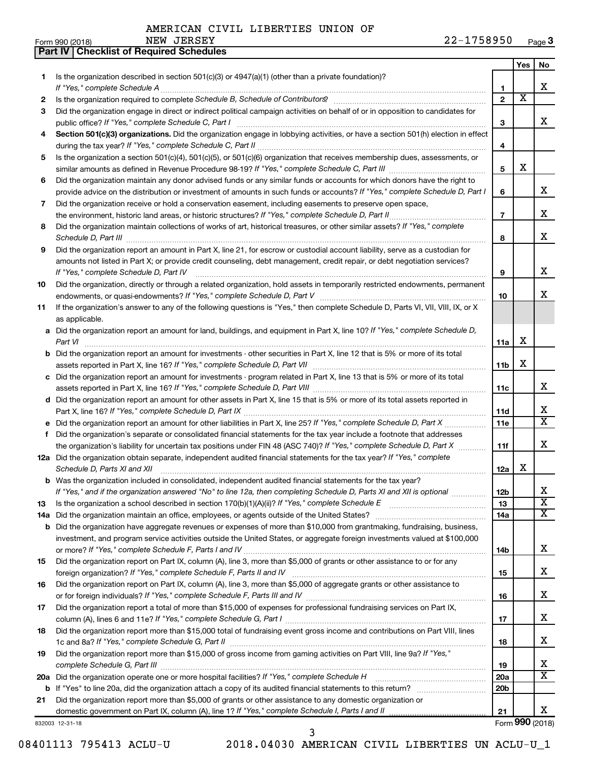AMERICAN CIVIL LIBERTIES UNION OF NEW JERSEY 22-1758950

Form 990 (2018)

## Part IV | Checklist of Required Schedules

| | | | Yes | No |
|---|---|---|---|---|
| 1 | Is the organization described in section 501(c)(3) or 4947(a)(1) (other than a private foundation)? *If "Yes," complete Schedule A* | 1 | | X |
| 2 | Is the organization required to complete *Schedule B, Schedule of Contributors*? | 2 | X | |
| 3 | Did the organization engage in direct or indirect political campaign activities on behalf of or in opposition to candidates for public office? *If "Yes," complete Schedule C, Part I* | 3 | | X |
| 4 | **Section 501(c)(3) organizations.** Did the organization engage in lobbying activities, or have a section 501(h) election in effect during the tax year? *If "Yes," complete Schedule C, Part II* | 4 | | |
| 5 | Is the organization a section 501(c)(4), 501(c)(5), or 501(c)(6) organization that receives membership dues, assessments, or similar amounts as defined in Revenue Procedure 98-19? *If "Yes," complete Schedule C, Part III* | 5 | X | |
| 6 | Did the organization maintain any donor advised funds or any similar funds or accounts for which donors have the right to provide advice on the distribution or investment of amounts in such funds or accounts? *If "Yes," complete Schedule D, Part I* | 6 | | X |
| 7 | Did the organization receive or hold a conservation easement, including easements to preserve open space, the environment, historic land areas, or historic structures? *If "Yes," complete Schedule D, Part II* | 7 | | X |
| 8 | Did the organization maintain collections of works of art, historical treasures, or other similar assets? *If "Yes," complete Schedule D, Part III* | 8 | | X |
| 9 | Did the organization report an amount in Part X, line 21, for escrow or custodial account liability, serve as a custodian for amounts not listed in Part X; or provide credit counseling, debt management, credit repair, or debt negotiation services? *If "Yes," complete Schedule D, Part IV* | 9 | | X |
| 10 | Did the organization, directly or through a related organization, hold assets in temporarily restricted endowments, permanent endowments, or quasi-endowments? *If "Yes," complete Schedule D, Part V* | 10 | | X |
| 11 | If the organization's answer to any of the following questions is "Yes," then complete Schedule D, Parts VI, VII, VIII, IX, or X as applicable. | | | |
| a | Did the organization report an amount for land, buildings, and equipment in Part X, line 10? *If "Yes," complete Schedule D, Part VI* | 11a | X | |
| b | Did the organization report an amount for investments - other securities in Part X, line 12 that is 5% or more of its total assets reported in Part X, line 16? *If "Yes," complete Schedule D, Part VII* | 11b | X | |
| c | Did the organization report an amount for investments - program related in Part X, line 13 that is 5% or more of its total assets reported in Part X, line 16? *If "Yes," complete Schedule D, Part VIII* | 11c | | X |
| d | Did the organization report an amount for other assets in Part X, line 15 that is 5% or more of its total assets reported in Part X, line 16? *If "Yes," complete Schedule D, Part IX* | 11d | | X |
| e | Did the organization report an amount for other liabilities in Part X, line 25? *If "Yes," complete Schedule D, Part X* | 11e | | X |
| f | Did the organization's separate or consolidated financial statements for the tax year include a footnote that addresses the organization's liability for uncertain tax positions under FIN 48 (ASC 740)? *If "Yes," complete Schedule D, Part X* | 11f | | X |
| 12a | Did the organization obtain separate, independent audited financial statements for the tax year? *If "Yes," complete Schedule D, Parts XI and XII* | 12a | X | |
| b | Was the organization included in consolidated, independent audited financial statements for the tax year? *If "Yes," and if the organization answered "No" to line 12a, then completing Schedule D, Parts XI and XII is optional* | 12b | | X |
| 13 | Is the organization a school described in section 170(b)(1)(A)(ii)? *If "Yes," complete Schedule E* | 13 | | X |
| 14a | Did the organization maintain an office, employees, or agents outside of the United States? | 14a | | X |
| b | Did the organization have aggregate revenues or expenses of more than $10,000 from grantmaking, fundraising, business, investment, and program service activities outside the United States, or aggregate foreign investments valued at $100,000 or more? *If "Yes," complete Schedule F, Parts I and IV* | 14b | | X |
| 15 | Did the organization report on Part IX, column (A), line 3, more than $5,000 of grants or other assistance to or for any foreign organization? *If "Yes," complete Schedule F, Parts II and IV* | 15 | | X |
| 16 | Did the organization report on Part IX, column (A), line 3, more than $5,000 of aggregate grants or other assistance to or for foreign individuals? *If "Yes," complete Schedule F, Parts III and IV* | 16 | | X |
| 17 | Did the organization report a total of more than $15,000 of expenses for professional fundraising services on Part IX, column (A), lines 6 and 11e? *If "Yes," complete Schedule G, Part I* | 17 | | X |
| 18 | Did the organization report more than $15,000 total of fundraising event gross income and contributions on Part VIII, lines 1c and 8a? *If "Yes," complete Schedule G, Part II* | 18 | | X |
| 19 | Did the organization report more than $15,000 of gross income from gaming activities on Part VIII, line 9a? *If "Yes," complete Schedule G, Part III* | 19 | | X |
| 20a | Did the organization operate one or more hospital facilities? *If "Yes," complete Schedule H* | 20a | | X |
| b | If "Yes" to line 20a, did the organization attach a copy of its audited financial statements to this return? | 20b | | |
| 21 | Did the organization report more than $5,000 of grants or other assistance to any domestic organization or domestic government on Part IX, column (A), line 1? *If "Yes," complete Schedule I, Parts I and II* | 21 | | X |

832003 12-31-18 Form **990** (2018)

08401113 795413 ACLU-U 2018.04030 AMERICAN CIVIL LIBERTIES UN ACLU-U_1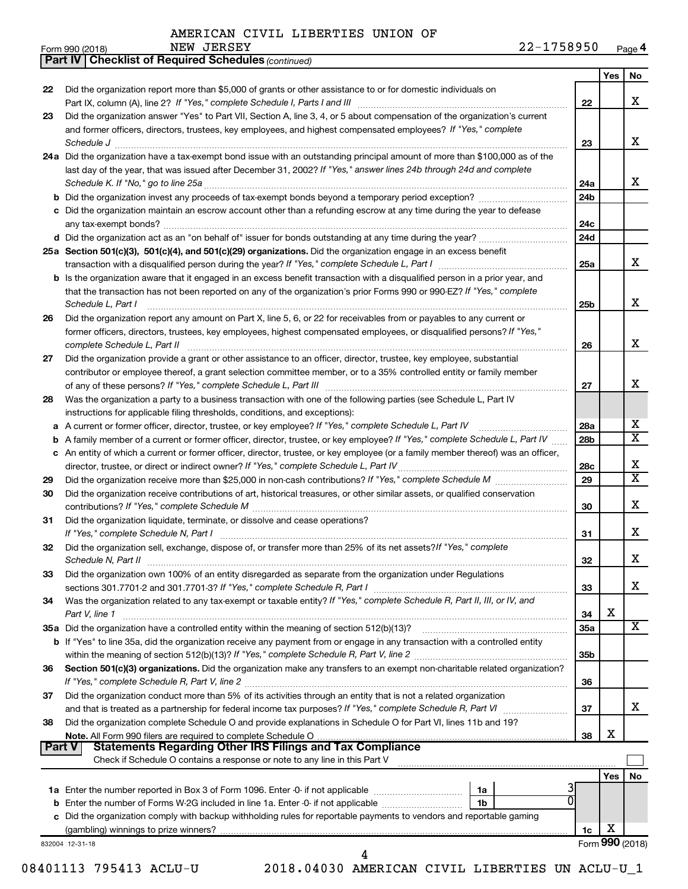AMERICAN CIVIL LIBERTIES UNION OF NEW JERSEY 22-1758950

Form 990 (2018) Page 4

**Part IV | Checklist of Required Schedules** *(continued)*

| | | | Yes | No |
|---|---|---|---|---|
| 22 | Did the organization report more than $5,000 of grants or other assistance to or for domestic individuals on Part IX, column (A), line 2? *If "Yes," complete Schedule I, Parts I and III* | 22 | | X |
| 23 | Did the organization answer "Yes" to Part VII, Section A, line 3, 4, or 5 about compensation of the organization's current and former officers, directors, trustees, key employees, and highest compensated employees? *If "Yes," complete Schedule J* | 23 | | X |
| 24a | Did the organization have a tax-exempt bond issue with an outstanding principal amount of more than $100,000 as of the last day of the year, that was issued after December 31, 2002? *If "Yes," answer lines 24b through 24d and complete Schedule K. If "No," go to line 25a* | 24a | | X |
| b | Did the organization invest any proceeds of tax-exempt bonds beyond a temporary period exception? | 24b | | |
| c | Did the organization maintain an escrow account other than a refunding escrow at any time during the year to defease any tax-exempt bonds? | 24c | | |
| d | Did the organization act as an "on behalf of" issuer for bonds outstanding at any time during the year? | 24d | | |
| 25a | **Section 501(c)(3), 501(c)(4), and 501(c)(29) organizations.** Did the organization engage in an excess benefit transaction with a disqualified person during the year? *If "Yes," complete Schedule L, Part I* | 25a | | X |
| b | Is the organization aware that it engaged in an excess benefit transaction with a disqualified person in a prior year, and that the transaction has not been reported on any of the organization's prior Forms 990 or 990-EZ? *If "Yes," complete Schedule L, Part I* | 25b | | X |
| 26 | Did the organization report any amount on Part X, line 5, 6, or 22 for receivables from or payables to any current or former officers, directors, trustees, key employees, highest compensated employees, or disqualified persons? *If "Yes," complete Schedule L, Part II* | 26 | | X |
| 27 | Did the organization provide a grant or other assistance to an officer, director, trustee, key employee, substantial contributor or employee thereof, a grant selection committee member, or to a 35% controlled entity or family member of any of these persons? *If "Yes," complete Schedule L, Part III* | 27 | | X |
| 28 | Was the organization a party to a business transaction with one of the following parties (see Schedule L, Part IV instructions for applicable filing thresholds, conditions, and exceptions): | | | |
| a | A current or former officer, director, trustee, or key employee? *If "Yes," complete Schedule L, Part IV* | 28a | | X |
| b | A family member of a current or former officer, director, trustee, or key employee? *If "Yes," complete Schedule L, Part IV* | 28b | | X |
| c | An entity of which a current or former officer, director, trustee, or key employee (or a family member thereof) was an officer, director, trustee, or direct or indirect owner? *If "Yes," complete Schedule L, Part IV* | 28c | | X |
| 29 | Did the organization receive more than $25,000 in non-cash contributions? *If "Yes," complete Schedule M* | 29 | | X |
| 30 | Did the organization receive contributions of art, historical treasures, or other similar assets, or qualified conservation contributions? *If "Yes," complete Schedule M* | 30 | | X |
| 31 | Did the organization liquidate, terminate, or dissolve and cease operations? *If "Yes," complete Schedule N, Part I* | 31 | | X |
| 32 | Did the organization sell, exchange, dispose of, or transfer more than 25% of its net assets? *If "Yes," complete Schedule N, Part II* | 32 | | X |
| 33 | Did the organization own 100% of an entity disregarded as separate from the organization under Regulations sections 301.7701-2 and 301.7701-3? *If "Yes," complete Schedule R, Part I* | 33 | | X |
| 34 | Was the organization related to any tax-exempt or taxable entity? *If "Yes," complete Schedule R, Part II, III, or IV, and Part V, line 1* | 34 | X | |
| 35a | Did the organization have a controlled entity within the meaning of section 512(b)(13)? | 35a | | X |
| b | If "Yes" to line 35a, did the organization receive any payment from or engage in any transaction with a controlled entity within the meaning of section 512(b)(13)? *If "Yes," complete Schedule R, Part V, line 2* | 35b | | |
| 36 | **Section 501(c)(3) organizations.** Did the organization make any transfers to an exempt non-charitable related organization? *If "Yes," complete Schedule R, Part V, line 2* | 36 | | |
| 37 | Did the organization conduct more than 5% of its activities through an entity that is not a related organization and that is treated as a partnership for federal income tax purposes? *If "Yes," complete Schedule R, Part VI* | 37 | | X |
| 38 | Did the organization complete Schedule O and provide explanations in Schedule O for Part VI, lines 11b and 19? **Note.** All Form 990 filers are required to complete Schedule O | 38 | X | |

**Part V | Statements Regarding Other IRS Filings and Tax Compliance**

Check if Schedule O contains a response or note to any line in this Part V

| | | | | Yes | No |
|---|---|---|---|---|---|
| 1a | Enter the number reported in Box 3 of Form 1096. Enter -0- if not applicable | 1a | 3 | | |
| b | Enter the number of Forms W-2G included in line 1a. Enter -0- if not applicable | 1b | 0 | | |
| c | Did the organization comply with backup withholding rules for reportable payments to vendors and reportable gaming (gambling) winnings to prize winners? | | 1c | X | |

832004 12-31-18

Form **990** (2018)

08401113 795413 ACLU-U 2018.04030 AMERICAN CIVIL LIBERTIES UN ACLU-U_1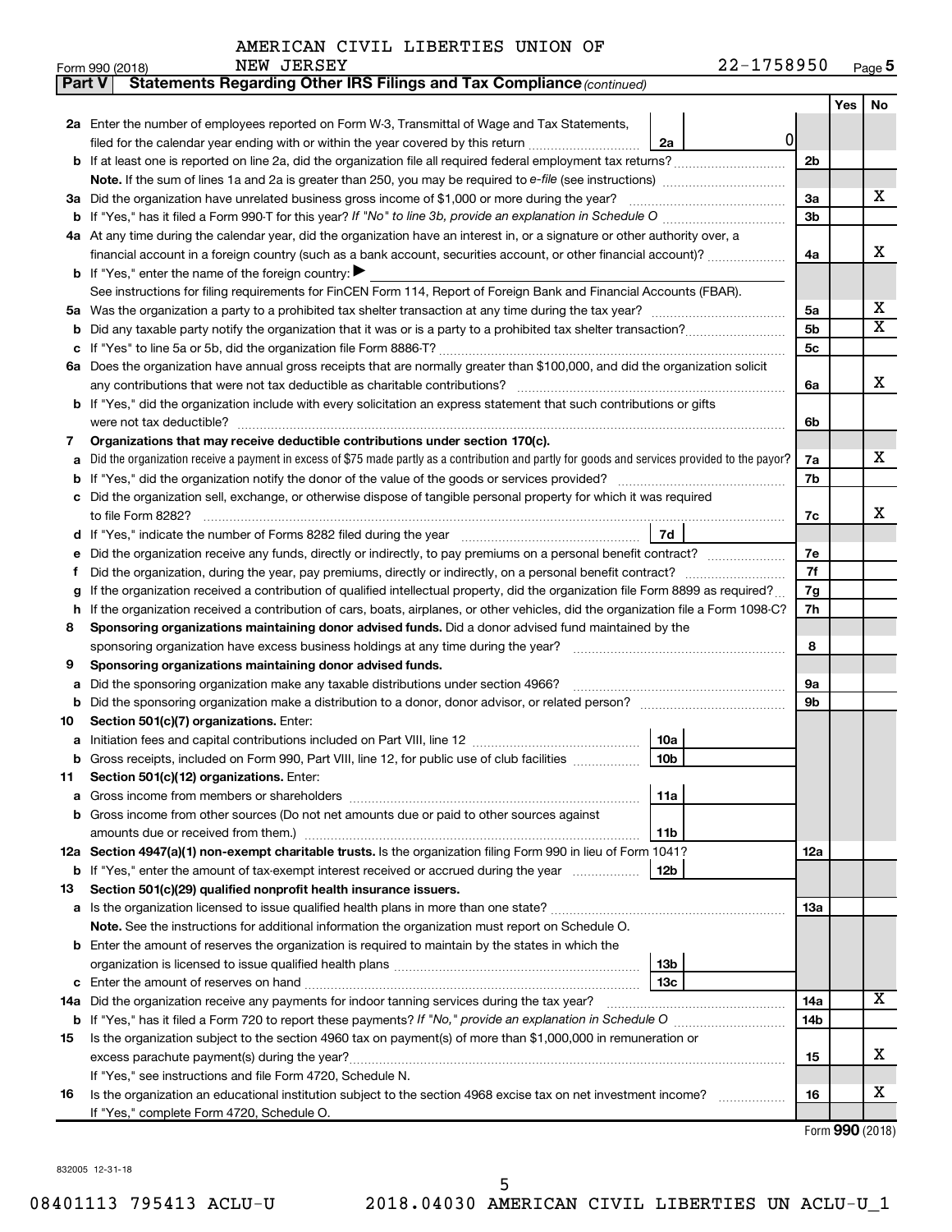AMERICAN CIVIL LIBERTIES UNION OF NEW JERSEY

Form 990 (2018) 22-1758950

**Part V Statements Regarding Other IRS Filings and Tax Compliance** *(continued)*

| | | | | Yes | No |
|---|---|---|---|---|---|
| **2a** | Enter the number of employees reported on Form W-3, Transmittal of Wage and Tax Statements, filed for the calendar year ending with or within the year covered by this return | 2a 0 | | | |
| **b** | If at least one is reported on line 2a, did the organization file all required federal employment tax returns? | | 2b | | |
| | **Note.** If the sum of lines 1a and 2a is greater than 250, you may be required to *e-file* (see instructions) | | | | |
| **3a** | Did the organization have unrelated business gross income of $1,000 or more during the year? | | 3a | | X |
| **b** | If "Yes," has it filed a Form 990-T for this year? *If "No" to line 3b, provide an explanation in Schedule O* | | 3b | | |
| **4a** | At any time during the calendar year, did the organization have an interest in, or a signature or other authority over, a financial account in a foreign country (such as a bank account, securities account, or other financial account)? | | 4a | | X |
| **b** | If "Yes," enter the name of the foreign country: ▶ | | | | |
| | See instructions for filing requirements for FinCEN Form 114, Report of Foreign Bank and Financial Accounts (FBAR). | | | | |
| **5a** | Was the organization a party to a prohibited tax shelter transaction at any time during the tax year? | | 5a | | X |
| **b** | Did any taxable party notify the organization that it was or is a party to a prohibited tax shelter transaction? | | 5b | | X |
| **c** | If "Yes" to line 5a or 5b, did the organization file Form 8886-T? | | 5c | | |
| **6a** | Does the organization have annual gross receipts that are normally greater than $100,000, and did the organization solicit any contributions that were not tax deductible as charitable contributions? | | 6a | | X |
| **b** | If "Yes," did the organization include with every solicitation an express statement that such contributions or gifts were not tax deductible? | | 6b | | |
| **7** | **Organizations that may receive deductible contributions under section 170(c).** | | | | |
| **a** | Did the organization receive a payment in excess of $75 made partly as a contribution and partly for goods and services provided to the payor? | | 7a | | X |
| **b** | If "Yes," did the organization notify the donor of the value of the goods or services provided? | | 7b | | |
| **c** | Did the organization sell, exchange, or otherwise dispose of tangible personal property for which it was required to file Form 8282? | | 7c | | X |
| **d** | If "Yes," indicate the number of Forms 8282 filed during the year | 7d | | | |
| **e** | Did the organization receive any funds, directly or indirectly, to pay premiums on a personal benefit contract? | | 7e | | |
| **f** | Did the organization, during the year, pay premiums, directly or indirectly, on a personal benefit contract? | | 7f | | |
| **g** | If the organization received a contribution of qualified intellectual property, did the organization file Form 8899 as required? | | 7g | | |
| **h** | If the organization received a contribution of cars, boats, airplanes, or other vehicles, did the organization file a Form 1098-C? | | 7h | | |
| **8** | **Sponsoring organizations maintaining donor advised funds.** Did a donor advised fund maintained by the sponsoring organization have excess business holdings at any time during the year? | | 8 | | |
| **9** | **Sponsoring organizations maintaining donor advised funds.** | | | | |
| **a** | Did the sponsoring organization make any taxable distributions under section 4966? | | 9a | | |
| **b** | Did the sponsoring organization make a distribution to a donor, donor advisor, or related person? | | 9b | | |
| **10** | **Section 501(c)(7) organizations.** Enter: | | | | |
| **a** | Initiation fees and capital contributions included on Part VIII, line 12 | 10a | | | |
| **b** | Gross receipts, included on Form 990, Part VIII, line 12, for public use of club facilities | 10b | | | |
| **11** | **Section 501(c)(12) organizations.** Enter: | | | | |
| **a** | Gross income from members or shareholders | 11a | | | |
| **b** | Gross income from other sources (Do not net amounts due or paid to other sources against amounts due or received from them.) | 11b | | | |
| **12a** | **Section 4947(a)(1) non-exempt charitable trusts.** Is the organization filing Form 990 in lieu of Form 1041? | | 12a | | |
| **b** | If "Yes," enter the amount of tax-exempt interest received or accrued during the year | 12b | | | |
| **13** | **Section 501(c)(29) qualified nonprofit health insurance issuers.** | | | | |
| **a** | Is the organization licensed to issue qualified health plans in more than one state? | | 13a | | |
| | **Note.** See the instructions for additional information the organization must report on Schedule O. | | | | |
| **b** | Enter the amount of reserves the organization is required to maintain by the states in which the organization is licensed to issue qualified health plans | 13b | | | |
| **c** | Enter the amount of reserves on hand | 13c | | | |
| **14a** | Did the organization receive any payments for indoor tanning services during the tax year? | | 14a | | X |
| **b** | If "Yes," has it filed a Form 720 to report these payments? *If "No," provide an explanation in Schedule O* | | 14b | | |
| **15** | Is the organization subject to the section 4960 tax on payment(s) of more than $1,000,000 in remuneration or excess parachute payment(s) during the year? | | 15 | | X |
| | If "Yes," see instructions and file Form 4720, Schedule N. | | | | |
| **16** | Is the organization an educational institution subject to the section 4968 excise tax on net investment income? | | 16 | | X |
| | If "Yes," complete Form 4720, Schedule O. | | | | |

Form **990** (2018)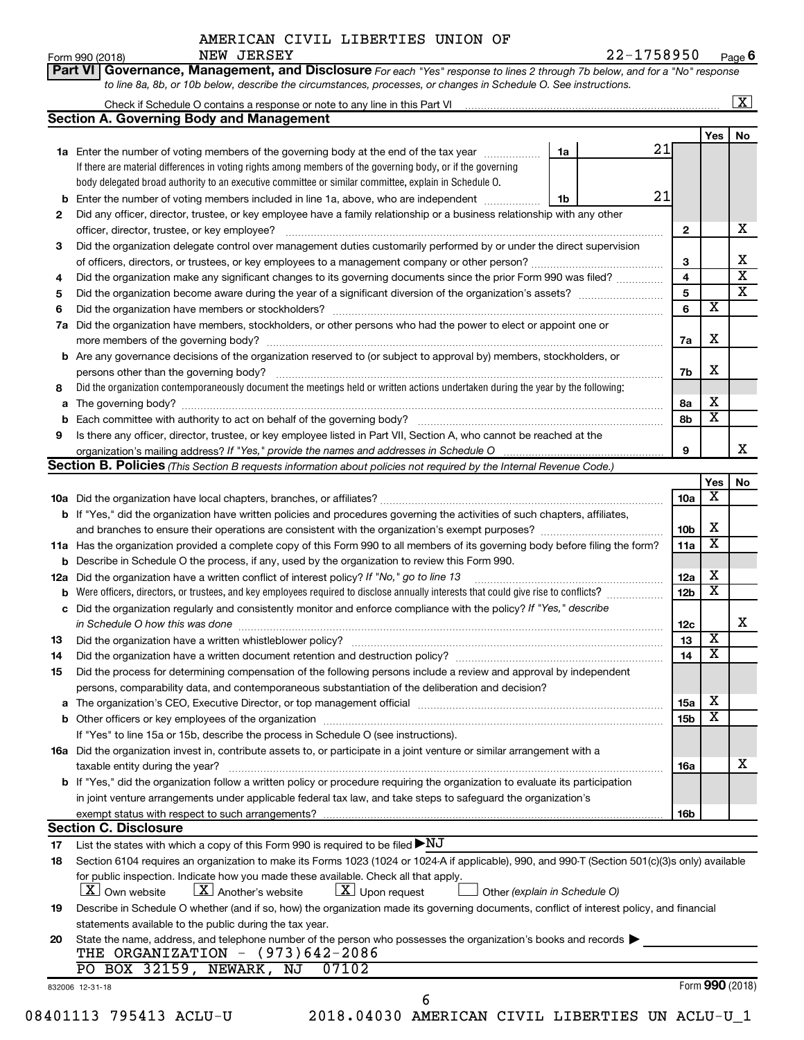AMERICAN CIVIL LIBERTIES UNION OF NEW JERSEY 22-1758950

Form 990 (2018) Page 6

**Part VI Governance, Management, and Disclosure** *For each "Yes" response to lines 2 through 7b below, and for a "No" response to line 8a, 8b, or 10b below, describe the circumstances, processes, or changes in Schedule O. See instructions.*

Check if Schedule O contains a response or note to any line in this Part VI .......... [X]

## Section A. Governing Body and Management

| | | | | Yes | No |
|---|---|---|---|---|---|
| **1a** | Enter the number of voting members of the governing body at the end of the tax year ... **1a** 21<br>If there are material differences in voting rights among members of the governing body, or if the governing body delegated broad authority to an executive committee or similar committee, explain in Schedule O. | | | | |
| **b** | Enter the number of voting members included in line 1a, above, who are independent ... **1b** 21 | | | | |
| **2** | Did any officer, director, trustee, or key employee have a family relationship or a business relationship with any other officer, director, trustee, or key employee? | | **2** | | X |
| **3** | Did the organization delegate control over management duties customarily performed by or under the direct supervision of officers, directors, or trustees, or key employees to a management company or other person? | | **3** | | X |
| **4** | Did the organization make any significant changes to its governing documents since the prior Form 990 was filed? | | **4** | | X |
| **5** | Did the organization become aware during the year of a significant diversion of the organization's assets? | | **5** | | X |
| **6** | Did the organization have members or stockholders? | | **6** | X | |
| **7a** | Did the organization have members, stockholders, or other persons who had the power to elect or appoint one or more members of the governing body? | | **7a** | X | |
| **b** | Are any governance decisions of the organization reserved to (or subject to approval by) members, stockholders, or persons other than the governing body? | | **7b** | X | |
| **8** | Did the organization contemporaneously document the meetings held or written actions undertaken during the year by the following: | | | | |
| **a** | The governing body? | | **8a** | X | |
| **b** | Each committee with authority to act on behalf of the governing body? | | **8b** | X | |
| **9** | Is there any officer, director, trustee, or key employee listed in Part VII, Section A, who cannot be reached at the organization's mailing address? *If "Yes," provide the names and addresses in Schedule O* | | **9** | | X |

## Section B. Policies *(This Section B requests information about policies not required by the Internal Revenue Code.)*

| | | | Yes | No |
|---|---|---|---|---|
| **10a** | Did the organization have local chapters, branches, or affiliates? | **10a** | X | |
| **b** | If "Yes," did the organization have written policies and procedures governing the activities of such chapters, affiliates, and branches to ensure their operations are consistent with the organization's exempt purposes? | **10b** | X | |
| **11a** | Has the organization provided a complete copy of this Form 990 to all members of its governing body before filing the form? | **11a** | X | |
| **b** | Describe in Schedule O the process, if any, used by the organization to review this Form 990. | | | |
| **12a** | Did the organization have a written conflict of interest policy? *If "No," go to line 13* | **12a** | X | |
| **b** | Were officers, directors, or trustees, and key employees required to disclose annually interests that could give rise to conflicts? | **12b** | X | |
| **c** | Did the organization regularly and consistently monitor and enforce compliance with the policy? *If "Yes," describe in Schedule O how this was done* | **12c** | | X |
| **13** | Did the organization have a written whistleblower policy? | **13** | X | |
| **14** | Did the organization have a written document retention and destruction policy? | **14** | X | |
| **15** | Did the process for determining compensation of the following persons include a review and approval by independent persons, comparability data, and contemporaneous substantiation of the deliberation and decision? | | | |
| **a** | The organization's CEO, Executive Director, or top management official | **15a** | X | |
| **b** | Other officers or key employees of the organization | **15b** | X | |
| | If "Yes" to line 15a or 15b, describe the process in Schedule O (see instructions). | | | |
| **16a** | Did the organization invest in, contribute assets to, or participate in a joint venture or similar arrangement with a taxable entity during the year? | **16a** | | X |
| **b** | If "Yes," did the organization follow a written policy or procedure requiring the organization to evaluate its participation in joint venture arrangements under applicable federal tax law, and take steps to safeguard the organization's exempt status with respect to such arrangements? | **16b** | | |

## Section C. Disclosure

**17** List the states with which a copy of this Form 990 is required to be filed ▶ NJ

**18** Section 6104 requires an organization to make its Forms 1023 (1024 or 1024-A if applicable), 990, and 990-T (Section 501(c)(3)s only) available for public inspection. Indicate how you made these available. Check all that apply.

[X] Own website [X] Another's website [X] Upon request [ ] Other *(explain in Schedule O)*

**19** Describe in Schedule O whether (and if so, how) the organization made its governing documents, conflict of interest policy, and financial statements available to the public during the tax year.

**20** State the name, address, and telephone number of the person who possesses the organization's books and records ▶

THE ORGANIZATION - (973)642-2086

PO BOX 32159, NEWARK, NJ 07102

832006 12-31-18 Form **990** (2018)

08401113 795413 ACLU-U 2018.04030 AMERICAN CIVIL LIBERTIES UN ACLU-U_1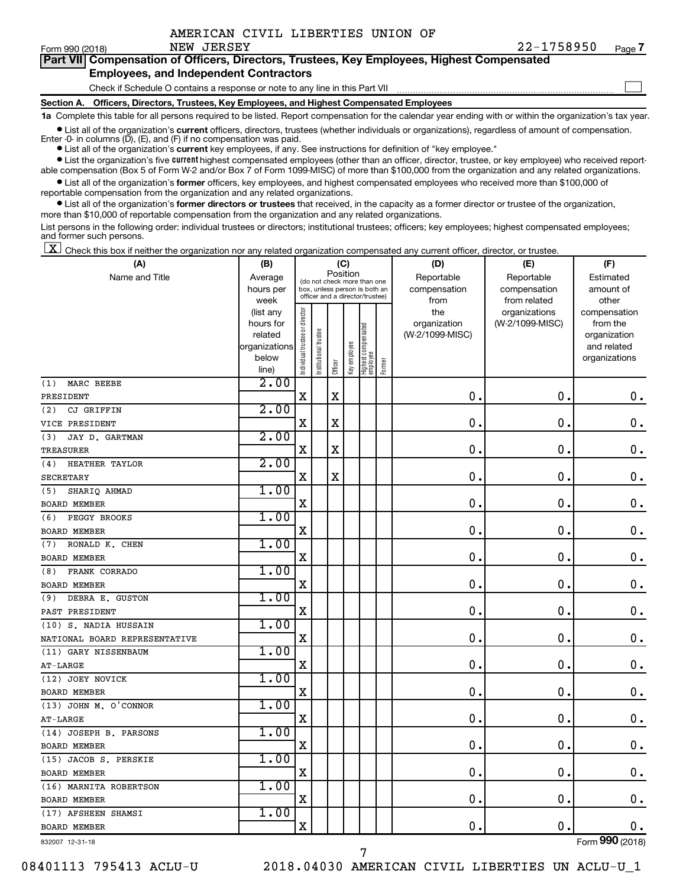AMERICAN CIVIL LIBERTIES UNION OF NEW JERSEY

Form 990 (2018) 22-1758950 Page 7

## Part VII Compensation of Officers, Directors, Trustees, Key Employees, Highest Compensated Employees, and Independent Contractors

Check if Schedule O contains a response or note to any line in this Part VII ☐

### Section A. Officers, Directors, Trustees, Key Employees, and Highest Compensated Employees

**1a** Complete this table for all persons required to be listed. Report compensation for the calendar year ending with or within the organization's tax year.

- List all of the organization's **current** officers, directors, trustees (whether individuals or organizations), regardless of amount of compensation. Enter -0- in columns (D), (E), and (F) if no compensation was paid.
- List all of the organization's **current** key employees, if any. See instructions for definition of "key employee."
- List the organization's five **current** highest compensated employees (other than an officer, director, trustee, or key employee) who received reportable compensation (Box 5 of Form W-2 and/or Box 7 of Form 1099-MISC) of more than $100,000 from the organization and any related organizations.
- List all of the organization's **former** officers, key employees, and highest compensated employees who received more than $100,000 of reportable compensation from the organization and any related organizations.
- List all of the organization's **former directors or trustees** that received, in the capacity as a former director or trustee of the organization, more than $10,000 of reportable compensation from the organization and any related organizations.

List persons in the following order: individual trustees or directors; institutional trustees; officers; key employees; highest compensated employees; and former such persons.

☒ Check this box if neither the organization nor any related organization compensated any current officer, director, or trustee.

| (A) Name and Title | (B) Average hours per week (list any hours for related organizations below line) | (C) Position: Individual trustee or director | Institutional trustee | Officer | Key employee | Highest compensated employee | Former | (D) Reportable compensation from the organization (W-2/1099-MISC) | (E) Reportable compensation from related organizations (W-2/1099-MISC) | (F) Estimated amount of other compensation from the organization and related organizations |
|---|---|---|---|---|---|---|---|---|---|---|
| (1) MARC BEEBE<br>PRESIDENT | 2.00 | X | | X | | | | 0. | 0. | 0. |
| (2) CJ GRIFFIN<br>VICE PRESIDENT | 2.00 | X | | X | | | | 0. | 0. | 0. |
| (3) JAY D. GARTMAN<br>TREASURER | 2.00 | X | | X | | | | 0. | 0. | 0. |
| (4) HEATHER TAYLOR<br>SECRETARY | 2.00 | X | | X | | | | 0. | 0. | 0. |
| (5) SHARIQ AHMAD<br>BOARD MEMBER | 1.00 | X | | | | | | 0. | 0. | 0. |
| (6) PEGGY BROOKS<br>BOARD MEMBER | 1.00 | X | | | | | | 0. | 0. | 0. |
| (7) RONALD K. CHEN<br>BOARD MEMBER | 1.00 | X | | | | | | 0. | 0. | 0. |
| (8) FRANK CORRADO<br>BOARD MEMBER | 1.00 | X | | | | | | 0. | 0. | 0. |
| (9) DEBRA E. GUSTON<br>PAST PRESIDENT | 1.00 | X | | | | | | 0. | 0. | 0. |
| (10) S. NADIA HUSSAIN<br>NATIONAL BOARD REPRESENTATIVE | 1.00 | X | | | | | | 0. | 0. | 0. |
| (11) GARY NISSENBAUM<br>AT-LARGE | 1.00 | X | | | | | | 0. | 0. | 0. |
| (12) JOEY NOVICK<br>BOARD MEMBER | 1.00 | X | | | | | | 0. | 0. | 0. |
| (13) JOHN M. O'CONNOR<br>AT-LARGE | 1.00 | X | | | | | | 0. | 0. | 0. |
| (14) JOSEPH B. PARSONS<br>BOARD MEMBER | 1.00 | X | | | | | | 0. | 0. | 0. |
| (15) JACOB S. PERSKIE<br>BOARD MEMBER | 1.00 | X | | | | | | 0. | 0. | 0. |
| (16) MARNITA ROBERTSON<br>BOARD MEMBER | 1.00 | X | | | | | | 0. | 0. | 0. |
| (17) AFSHEEN SHAMSI<br>BOARD MEMBER | 1.00 | X | | | | | | 0. | 0. | 0. |

832007 12-31-18 Form 990 (2018)

08401113 795413 ACLU-U 2018.04030 AMERICAN CIVIL LIBERTIES UN ACLU-U_1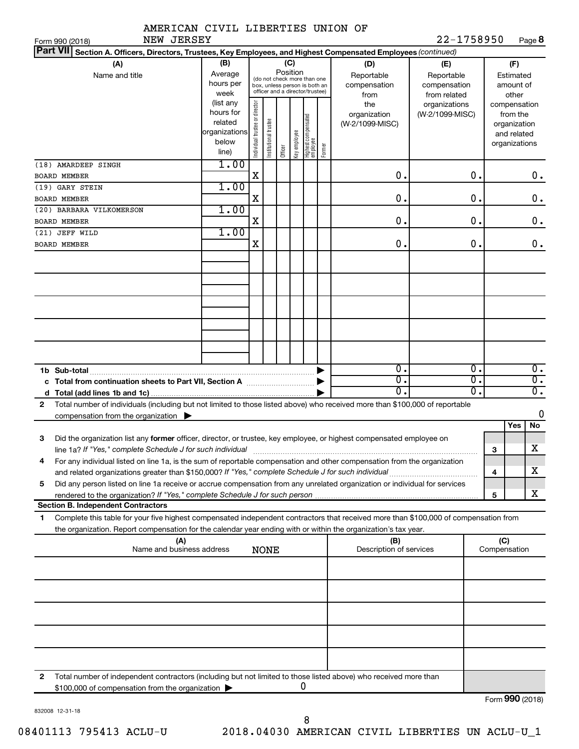AMERICAN CIVIL LIBERTIES UNION OF NEW JERSEY 22-1758950

Form 990 (2018) Page 8

**Part VII** **Section A. Officers, Directors, Trustees, Key Employees, and Highest Compensated Employees** *(continued)*

| (A) Name and title | (B) Average hours per week (list any hours for related organizations below line) | (C) Position: Individual trustee or director | Institutional trustee | Officer | Key employee | Highest compensated employee | Former | (D) Reportable compensation from the organization (W-2/1099-MISC) | (E) Reportable compensation from related organizations (W-2/1099-MISC) | (F) Estimated amount of other compensation from the organization and related organizations |
|---|---|---|---|---|---|---|---|---|---|---|
| (18) AMARDEEP SINGH<br>BOARD MEMBER | 1.00 | X | | | | | | 0. | 0. | 0. |
| (19) GARY STEIN<br>BOARD MEMBER | 1.00 | X | | | | | | 0. | 0. | 0. |
| (20) BARBARA VILKOMERSON<br>BOARD MEMBER | 1.00 | X | | | | | | 0. | 0. | 0. |
| (21) JEFF WILD<br>BOARD MEMBER | 1.00 | X | | | | | | 0. | 0. | 0. |
| 1b Sub-total | | | | | | | | 0. | 0. | 0. |
| c Total from continuation sheets to Part VII, Section A | | | | | | | | 0. | 0. | 0. |
| d Total (add lines 1b and 1c) | | | | | | | | 0. | 0. | 0. |

2 Total number of individuals (including but not limited to those listed above) who received more than $100,000 of reportable compensation from the organization ▶ 0

| | | | Yes | No |
|---|---|---|---|---|
| 3 | Did the organization list any **former** officer, director, or trustee, key employee, or highest compensated employee on line 1a? *If "Yes," complete Schedule J for such individual* | 3 | | X |
| 4 | For any individual listed on line 1a, is the sum of reportable compensation and other compensation from the organization and related organizations greater than $150,000? *If "Yes," complete Schedule J for such individual* | 4 | | X |
| 5 | Did any person listed on line 1a receive or accrue compensation from any unrelated organization or individual for services rendered to the organization? *If "Yes," complete Schedule J for such person* | 5 | | X |

**Section B. Independent Contractors**

1 Complete this table for your five highest compensated independent contractors that received more than $100,000 of compensation from the organization. Report compensation for the calendar year ending with or within the organization's tax year.

| (A) Name and business address | (B) Description of services | (C) Compensation |
|---|---|---|
| NONE | | |
| | | |
| | | |
| | | |
| | | |

2 Total number of independent contractors (including but not limited to those listed above) who received more than $100,000 of compensation from the organization ▶ 0

Form **990** (2018)

832008 12-31-18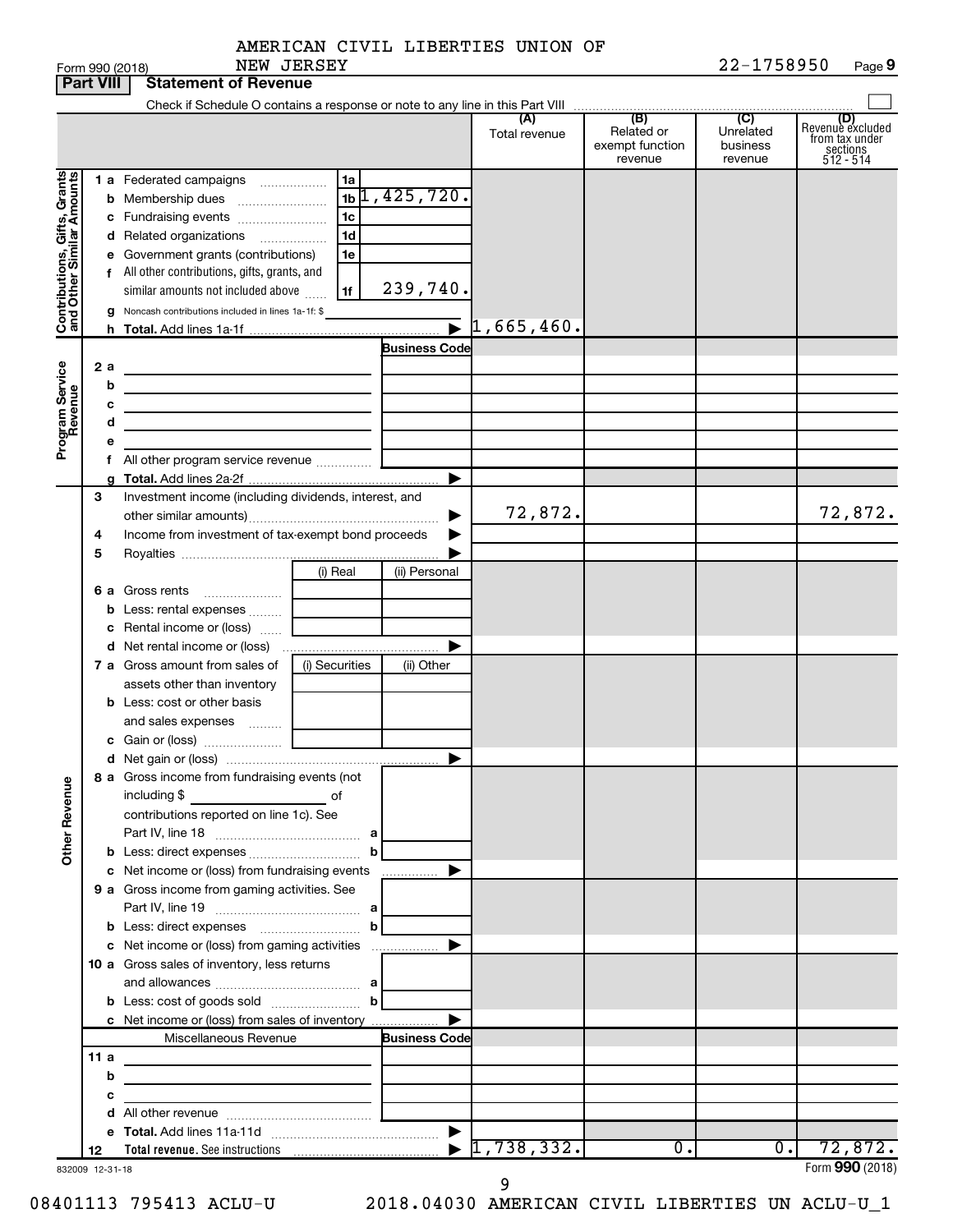AMERICAN CIVIL LIBERTIES UNION OF NEW JERSEY

Form 990 (2018) 22-1758950 Page **9**

**Part VIII Statement of Revenue**

Check if Schedule O contains a response or note to any line in this Part VIII

| | | | (A) Total revenue | (B) Related or exempt function revenue | (C) Unrelated business revenue | (D) Revenue excluded from tax under sections 512 - 514 |
|---|---|---|---|---|---|---|
| **Contributions, Gifts, Grants and Other Similar Amounts** | 1 a Federated campaigns | 1a | | | | |
| | b Membership dues | 1b 1,425,720. | | | | |
| | c Fundraising events | 1c | | | | |
| | d Related organizations | 1d | | | | |
| | e Government grants (contributions) | 1e | | | | |
| | f All other contributions, gifts, grants, and similar amounts not included above | 1f 239,740. | | | | |
| | g Noncash contributions included in lines 1a-1f: $ | | | | | |
| | h **Total.** Add lines 1a-1f | | 1,665,460. | | | |
| **Program Service Revenue** | | Business Code | | | | |
| | 2 a | | | | | |
| | b | | | | | |
| | c | | | | | |
| | d | | | | | |
| | e | | | | | |
| | f All other program service revenue | | | | | |
| | g **Total.** Add lines 2a-2f | | | | | |
| | 3 Investment income (including dividends, interest, and other similar amounts) | | 72,872. | | | 72,872. |
| | 4 Income from investment of tax-exempt bond proceeds | | | | | |
| | 5 Royalties | | | | | |
| | | (i) Real / (ii) Personal | | | | |
| | 6 a Gross rents | | | | | |
| | b Less: rental expenses | | | | | |
| | c Rental income or (loss) | | | | | |
| | d Net rental income or (loss) | | | | | |
| | 7 a Gross amount from sales of assets other than inventory | (i) Securities / (ii) Other | | | | |
| | b Less: cost or other basis and sales expenses | | | | | |
| | c Gain or (loss) | | | | | |
| | d Net gain or (loss) | | | | | |
| **Other Revenue** | 8 a Gross income from fundraising events (not including $ of contributions reported on line 1c). See Part IV, line 18 | a | | | | |
| | b Less: direct expenses | b | | | | |
| | c Net income or (loss) from fundraising events | | | | | |
| | 9 a Gross income from gaming activities. See Part IV, line 19 | a | | | | |
| | b Less: direct expenses | b | | | | |
| | c Net income or (loss) from gaming activities | | | | | |
| | 10 a Gross sales of inventory, less returns and allowances | a | | | | |
| | b Less: cost of goods sold | b | | | | |
| | c Net income or (loss) from sales of inventory | | | | | |
| | Miscellaneous Revenue | Business Code | | | | |
| | 11 a | | | | | |
| | b | | | | | |
| | c | | | | | |
| | d All other revenue | | | | | |
| | e **Total.** Add lines 11a-11d | | | | | |
| | 12 **Total revenue.** See instructions | | 1,738,332. | 0. | 0. | 72,872. |

832009 12-31-18

Form **990** (2018)

08401113 795413 ACLU-U 2018.04030 AMERICAN CIVIL LIBERTIES UN ACLU-U_1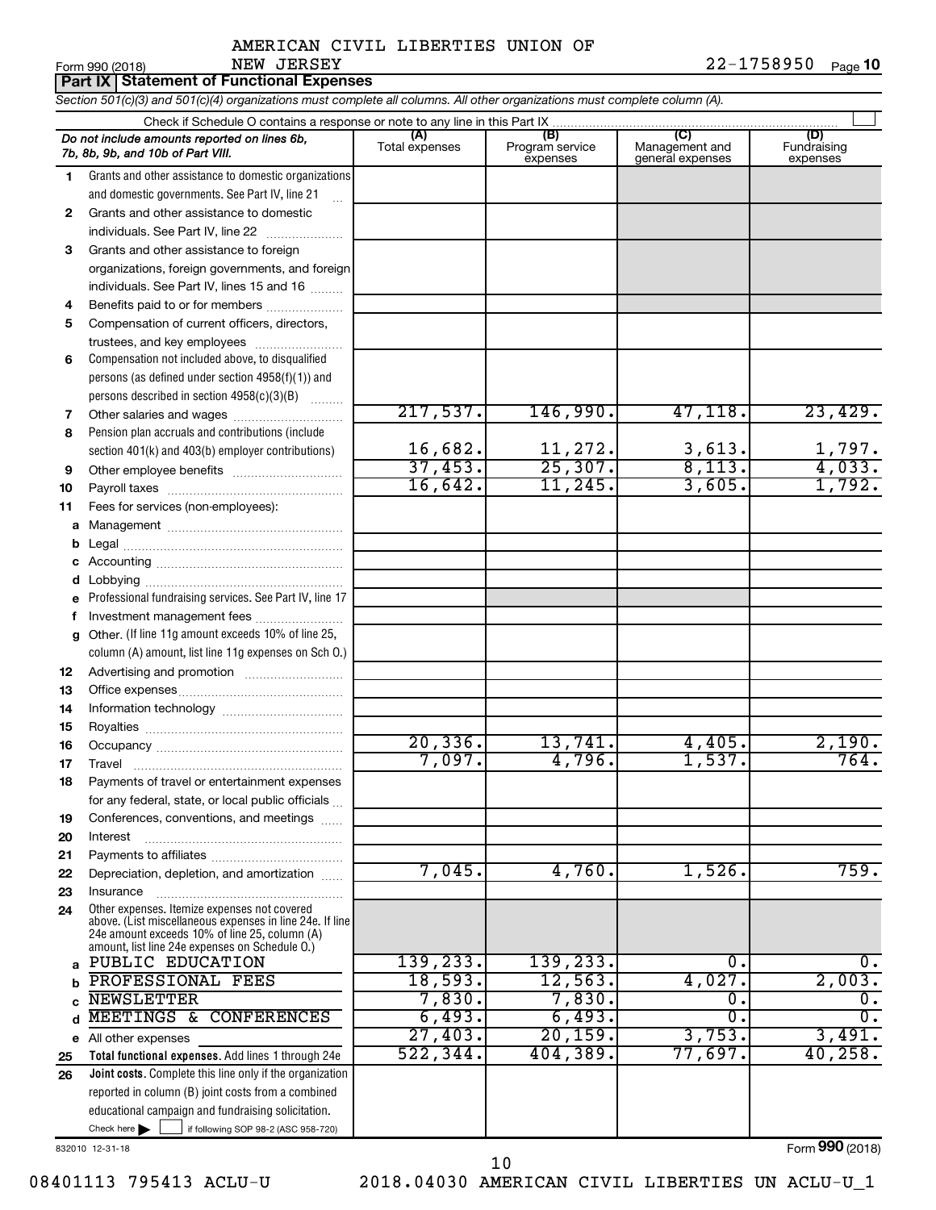AMERICAN CIVIL LIBERTIES UNION OF NEW JERSEY

Form 990 (2018) 22-1758950 Page 10

**Part IX Statement of Functional Expenses**

*Section 501(c)(3) and 501(c)(4) organizations must complete all columns. All other organizations must complete column (A).*

Check if Schedule O contains a response or note to any line in this Part IX

| | *Do not include amounts reported on lines 6b, 7b, 8b, 9b, and 10b of Part VIII.* | (A) Total expenses | (B) Program service expenses | (C) Management and general expenses | (D) Fundraising expenses |
|---|---|---|---|---|---|
| 1 | Grants and other assistance to domestic organizations and domestic governments. See Part IV, line 21 | | | | |
| 2 | Grants and other assistance to domestic individuals. See Part IV, line 22 | | | | |
| 3 | Grants and other assistance to foreign organizations, foreign governments, and foreign individuals. See Part IV, lines 15 and 16 | | | | |
| 4 | Benefits paid to or for members | | | | |
| 5 | Compensation of current officers, directors, trustees, and key employees | | | | |
| 6 | Compensation not included above, to disqualified persons (as defined under section 4958(f)(1)) and persons described in section 4958(c)(3)(B) | | | | |
| 7 | Other salaries and wages | 217,537. | 146,990. | 47,118. | 23,429. |
| 8 | Pension plan accruals and contributions (include section 401(k) and 403(b) employer contributions) | 16,682. | 11,272. | 3,613. | 1,797. |
| 9 | Other employee benefits | 37,453. | 25,307. | 8,113. | 4,033. |
| 10 | Payroll taxes | 16,642. | 11,245. | 3,605. | 1,792. |
| 11 | Fees for services (non-employees): | | | | |
| a | Management | | | | |
| b | Legal | | | | |
| c | Accounting | | | | |
| d | Lobbying | | | | |
| e | Professional fundraising services. See Part IV, line 17 | | | | |
| f | Investment management fees | | | | |
| g | Other. (If line 11g amount exceeds 10% of line 25, column (A) amount, list line 11g expenses on Sch O.) | | | | |
| 12 | Advertising and promotion | | | | |
| 13 | Office expenses | | | | |
| 14 | Information technology | | | | |
| 15 | Royalties | | | | |
| 16 | Occupancy | 20,336. | 13,741. | 4,405. | 2,190. |
| 17 | Travel | 7,097. | 4,796. | 1,537. | 764. |
| 18 | Payments of travel or entertainment expenses for any federal, state, or local public officials | | | | |
| 19 | Conferences, conventions, and meetings | | | | |
| 20 | Interest | | | | |
| 21 | Payments to affiliates | | | | |
| 22 | Depreciation, depletion, and amortization | 7,045. | 4,760. | 1,526. | 759. |
| 23 | Insurance | | | | |
| 24 | Other expenses. Itemize expenses not covered above. (List miscellaneous expenses in line 24e. If line 24e amount exceeds 10% of line 25, column (A) amount, list line 24e expenses on Schedule O.) | | | | |
| a | PUBLIC EDUCATION | 139,233. | 139,233. | 0. | 0. |
| b | PROFESSIONAL FEES | 18,593. | 12,563. | 4,027. | 2,003. |
| c | NEWSLETTER | 7,830. | 7,830. | 0. | 0. |
| d | MEETINGS & CONFERENCES | 6,493. | 6,493. | 0. | 0. |
| e | All other expenses | 27,403. | 20,159. | 3,753. | 3,491. |
| 25 | **Total functional expenses.** Add lines 1 through 24e | 522,344. | 404,389. | 77,697. | 40,258. |
| 26 | **Joint costs.** Complete this line only if the organization reported in column (B) joint costs from a combined educational campaign and fundraising solicitation. Check here ☐ if following SOP 98-2 (ASC 958-720) | | | | |

832010 12-31-18

Form **990** (2018)

08401113 795413 ACLU-U 2018.04030 AMERICAN CIVIL LIBERTIES UN ACLU-U_1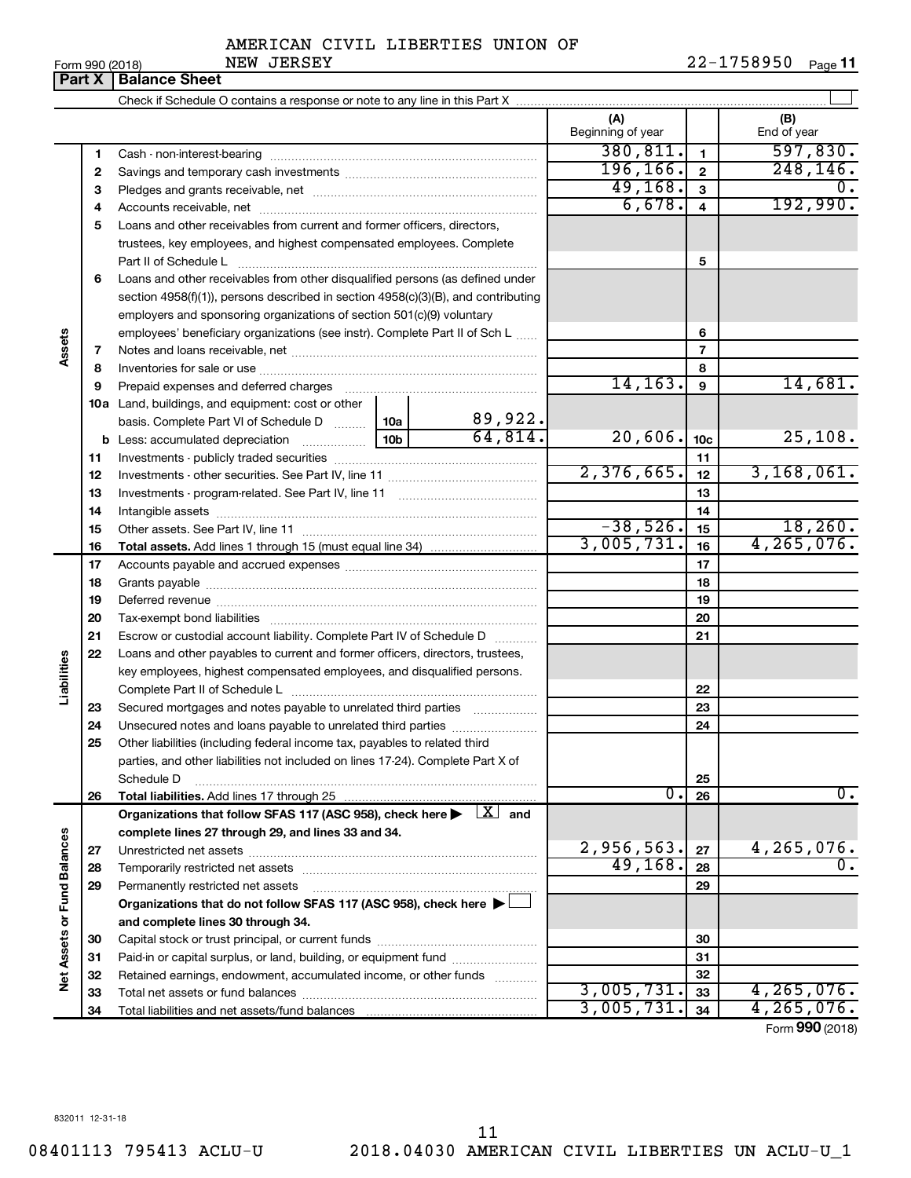AMERICAN CIVIL LIBERTIES UNION OF NEW JERSEY

Form 990 (2018) 22-1758950 Page **11**

## Part X | Balance Sheet

Check if Schedule O contains a response or note to any line in this Part X

| | | | | (A) Beginning of year | | (B) End of year |
|---|---|---|---|---|---|---|
| **Assets** | 1 | Cash - non-interest-bearing | | 380,811. | 1 | 597,830. |
| | 2 | Savings and temporary cash investments | | 196,166. | 2 | 248,146. |
| | 3 | Pledges and grants receivable, net | | 49,168. | 3 | 0. |
| | 4 | Accounts receivable, net | | 6,678. | 4 | 192,990. |
| | 5 | Loans and other receivables from current and former officers, directors, trustees, key employees, and highest compensated employees. Complete Part II of Schedule L | | | 5 | |
| | 6 | Loans and other receivables from other disqualified persons (as defined under section 4958(f)(1)), persons described in section 4958(c)(3)(B), and contributing employers and sponsoring organizations of section 501(c)(9) voluntary employees' beneficiary organizations (see instr). Complete Part II of Sch L | | | 6 | |
| | 7 | Notes and loans receivable, net | | | 7 | |
| | 8 | Inventories for sale or use | | | 8 | |
| | 9 | Prepaid expenses and deferred charges | | 14,163. | 9 | 14,681. |
| | 10a | Land, buildings, and equipment: cost or other basis. Complete Part VI of Schedule D | 10a 89,922. | | | |
| | b | Less: accumulated depreciation | 10b 64,814. | 20,606. | 10c | 25,108. |
| | 11 | Investments - publicly traded securities | | | 11 | |
| | 12 | Investments - other securities. See Part IV, line 11 | | 2,376,665. | 12 | 3,168,061. |
| | 13 | Investments - program-related. See Part IV, line 11 | | | 13 | |
| | 14 | Intangible assets | | | 14 | |
| | 15 | Other assets. See Part IV, line 11 | | -38,526. | 15 | 18,260. |
| | 16 | **Total assets.** Add lines 1 through 15 (must equal line 34) | | 3,005,731. | 16 | 4,265,076. |
| **Liabilities** | 17 | Accounts payable and accrued expenses | | | 17 | |
| | 18 | Grants payable | | | 18 | |
| | 19 | Deferred revenue | | | 19 | |
| | 20 | Tax-exempt bond liabilities | | | 20 | |
| | 21 | Escrow or custodial account liability. Complete Part IV of Schedule D | | | 21 | |
| | 22 | Loans and other payables to current and former officers, directors, trustees, key employees, highest compensated employees, and disqualified persons. Complete Part II of Schedule L | | | 22 | |
| | 23 | Secured mortgages and notes payable to unrelated third parties | | | 23 | |
| | 24 | Unsecured notes and loans payable to unrelated third parties | | | 24 | |
| | 25 | Other liabilities (including federal income tax, payables to related third parties, and other liabilities not included on lines 17-24). Complete Part X of Schedule D | | | 25 | |
| | 26 | **Total liabilities.** Add lines 17 through 25 | | 0. | 26 | 0. |
| **Net Assets or Fund Balances** | | **Organizations that follow SFAS 117 (ASC 958), check here ▶ [X] and complete lines 27 through 29, and lines 33 and 34.** | | | | |
| | 27 | Unrestricted net assets | | 2,956,563. | 27 | 4,265,076. |
| | 28 | Temporarily restricted net assets | | 49,168. | 28 | 0. |
| | 29 | Permanently restricted net assets | | | 29 | |
| | | **Organizations that do not follow SFAS 117 (ASC 958), check here ▶ [ ] and complete lines 30 through 34.** | | | | |
| | 30 | Capital stock or trust principal, or current funds | | | 30 | |
| | 31 | Paid-in or capital surplus, or land, building, or equipment fund | | | 31 | |
| | 32 | Retained earnings, endowment, accumulated income, or other funds | | | 32 | |
| | 33 | Total net assets or fund balances | | 3,005,731. | 33 | 4,265,076. |
| | 34 | Total liabilities and net assets/fund balances | | 3,005,731. | 34 | 4,265,076. |

Form **990** (2018)

832011 12-31-18

08401113 795413 ACLU-U 2018.04030 AMERICAN CIVIL LIBERTIES UN ACLU-U_1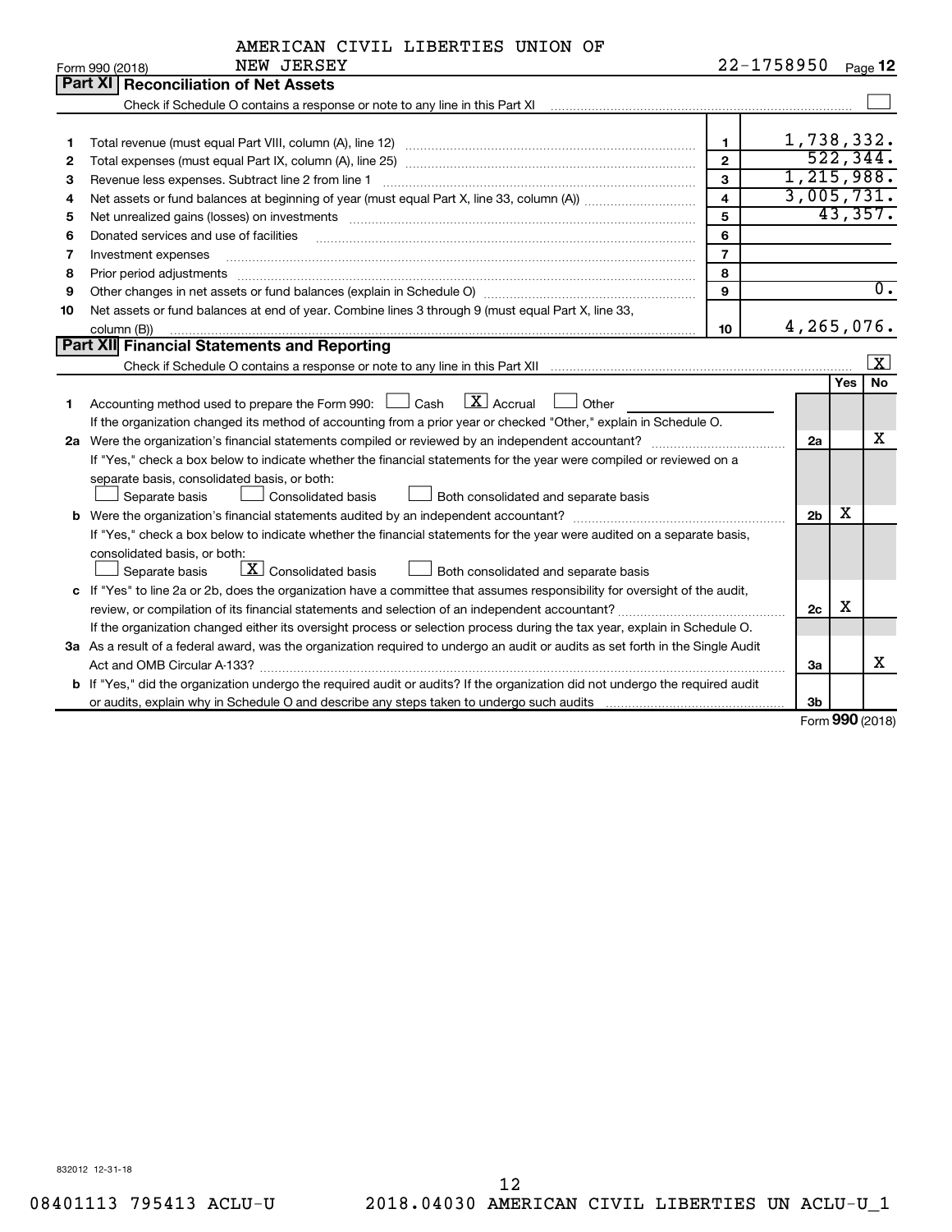Form 990 (2018) AMERICAN CIVIL LIBERTIES UNION OF NEW JERSEY 22-1758950 Page 12

## Part XI Reconciliation of Net Assets

Check if Schedule O contains a response or note to any line in this Part XI [ ]

| | | | |
|---|---|---|---|
| 1 | Total revenue (must equal Part VIII, column (A), line 12) | 1 | 1,738,332. |
| 2 | Total expenses (must equal Part IX, column (A), line 25) | 2 | 522,344. |
| 3 | Revenue less expenses. Subtract line 2 from line 1 | 3 | 1,215,988. |
| 4 | Net assets or fund balances at beginning of year (must equal Part X, line 33, column (A)) | 4 | 3,005,731. |
| 5 | Net unrealized gains (losses) on investments | 5 | 43,357. |
| 6 | Donated services and use of facilities | 6 | |
| 7 | Investment expenses | 7 | |
| 8 | Prior period adjustments | 8 | |
| 9 | Other changes in net assets or fund balances (explain in Schedule O) | 9 | 0. |
| 10 | Net assets or fund balances at end of year. Combine lines 3 through 9 (must equal Part X, line 33, column (B)) | 10 | 4,265,076. |

## Part XII Financial Statements and Reporting

Check if Schedule O contains a response or note to any line in this Part XII [X]

| | | | Yes | No |
|---|---|---|---|---|
| 1 | Accounting method used to prepare the Form 990: [ ] Cash [X] Accrual [ ] Other<br>If the organization changed its method of accounting from a prior year or checked "Other," explain in Schedule O. | | | |
| 2a | Were the organization's financial statements compiled or reviewed by an independent accountant?<br>If "Yes," check a box below to indicate whether the financial statements for the year were compiled or reviewed on a separate basis, consolidated basis, or both:<br>[ ] Separate basis [ ] Consolidated basis [ ] Both consolidated and separate basis | 2a | | X |
| b | Were the organization's financial statements audited by an independent accountant?<br>If "Yes," check a box below to indicate whether the financial statements for the year were audited on a separate basis, consolidated basis, or both:<br>[ ] Separate basis [X] Consolidated basis [ ] Both consolidated and separate basis | 2b | X | |
| c | If "Yes" to line 2a or 2b, does the organization have a committee that assumes responsibility for oversight of the audit, review, or compilation of its financial statements and selection of an independent accountant?<br>If the organization changed either its oversight process or selection process during the tax year, explain in Schedule O. | 2c | X | |
| 3a | As a result of a federal award, was the organization required to undergo an audit or audits as set forth in the Single Audit Act and OMB Circular A-133? | 3a | | X |
| b | If "Yes," did the organization undergo the required audit or audits? If the organization did not undergo the required audit or audits, explain why in Schedule O and describe any steps taken to undergo such audits | 3b | | |

Form 990 (2018)

832012 12-31-18

08401113 795413 ACLU-U 2018.04030 AMERICAN CIVIL LIBERTIES UN ACLU-U_1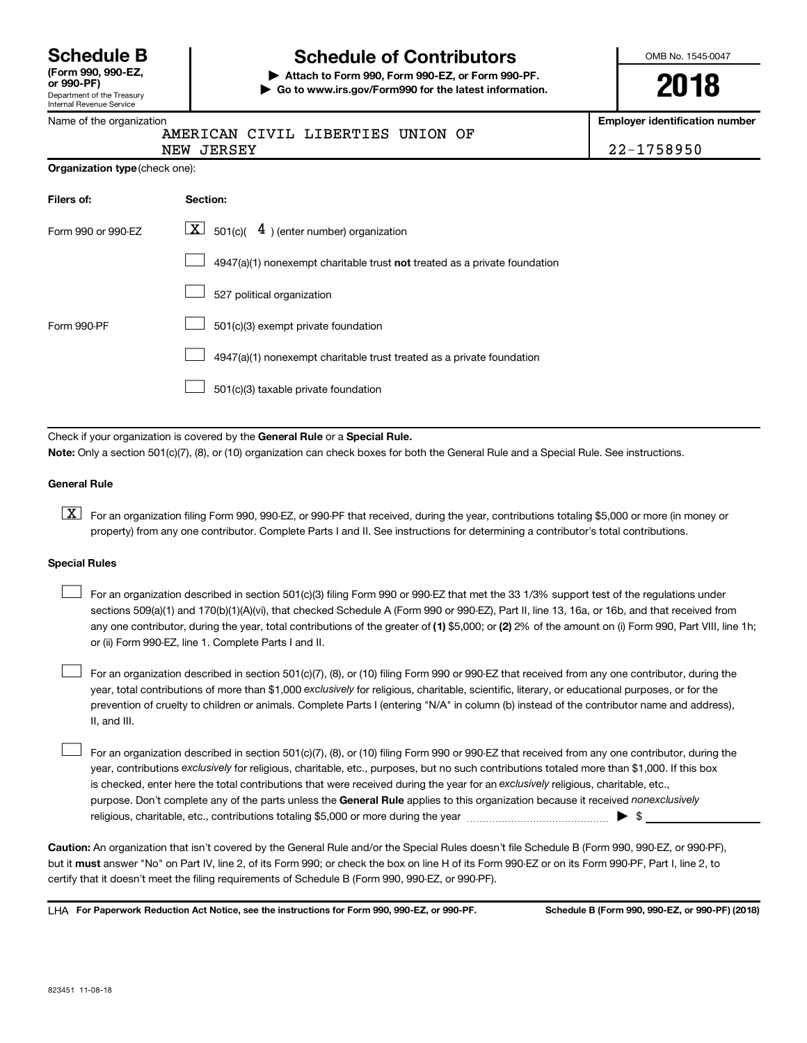# Schedule B (Form 990, 990-EZ, or 990-PF)

Department of the Treasury
Internal Revenue Service

## Schedule of Contributors

▶ Attach to Form 990, Form 990-EZ, or Form 990-PF.
▶ Go to www.irs.gov/Form990 for the latest information.

OMB No. 1545-0047

**2018**

Name of the organization: AMERICAN CIVIL LIBERTIES UNION OF NEW JERSEY

Employer identification number: 22-1758950

**Organization type** (check one):

| Filers of: | Section: |
|---|---|
| Form 990 or 990-EZ | [X] 501(c)( 4 ) (enter number) organization |
| | [ ] 4947(a)(1) nonexempt charitable trust **not** treated as a private foundation |
| | [ ] 527 political organization |
| Form 990-PF | [ ] 501(c)(3) exempt private foundation |
| | [ ] 4947(a)(1) nonexempt charitable trust treated as a private foundation |
| | [ ] 501(c)(3) taxable private foundation |

Check if your organization is covered by the **General Rule** or a **Special Rule.**

**Note:** Only a section 501(c)(7), (8), or (10) organization can check boxes for both the General Rule and a Special Rule. See instructions.

### General Rule

[X] For an organization filing Form 990, 990-EZ, or 990-PF that received, during the year, contributions totaling $5,000 or more (in money or property) from any one contributor. Complete Parts I and II. See instructions for determining a contributor's total contributions.

### Special Rules

[ ] For an organization described in section 501(c)(3) filing Form 990 or 990-EZ that met the 33 1/3% support test of the regulations under sections 509(a)(1) and 170(b)(1)(A)(vi), that checked Schedule A (Form 990 or 990-EZ), Part II, line 13, 16a, or 16b, and that received from any one contributor, during the year, total contributions of the greater of **(1)** $5,000; or **(2)** 2% of the amount on (i) Form 990, Part VIII, line 1h; or (ii) Form 990-EZ, line 1. Complete Parts I and II.

[ ] For an organization described in section 501(c)(7), (8), or (10) filing Form 990 or 990-EZ that received from any one contributor, during the year, total contributions of more than $1,000 *exclusively* for religious, charitable, scientific, literary, or educational purposes, or for the prevention of cruelty to children or animals. Complete Parts I (entering "N/A" in column (b) instead of the contributor name and address), II, and III.

[ ] For an organization described in section 501(c)(7), (8), or (10) filing Form 990 or 990-EZ that received from any one contributor, during the year, contributions *exclusively* for religious, charitable, etc., purposes, but no such contributions totaled more than $1,000. If this box is checked, enter here the total contributions that were received during the year for an *exclusively* religious, charitable, etc., purpose. Don't complete any of the parts unless the **General Rule** applies to this organization because it received *nonexclusively* religious, charitable, etc., contributions totaling $5,000 or more during the year ▶ $ ____________

**Caution:** An organization that isn't covered by the General Rule and/or the Special Rules doesn't file Schedule B (Form 990, 990-EZ, or 990-PF), but it **must** answer "No" on Part IV, line 2, of its Form 990; or check the box on line H of its Form 990-EZ or on its Form 990-PF, Part I, line 2, to certify that it doesn't meet the filing requirements of Schedule B (Form 990, 990-EZ, or 990-PF).

LHA **For Paperwork Reduction Act Notice, see the instructions for Form 990, 990-EZ, or 990-PF.** **Schedule B (Form 990, 990-EZ, or 990-PF) (2018)**

823451 11-08-18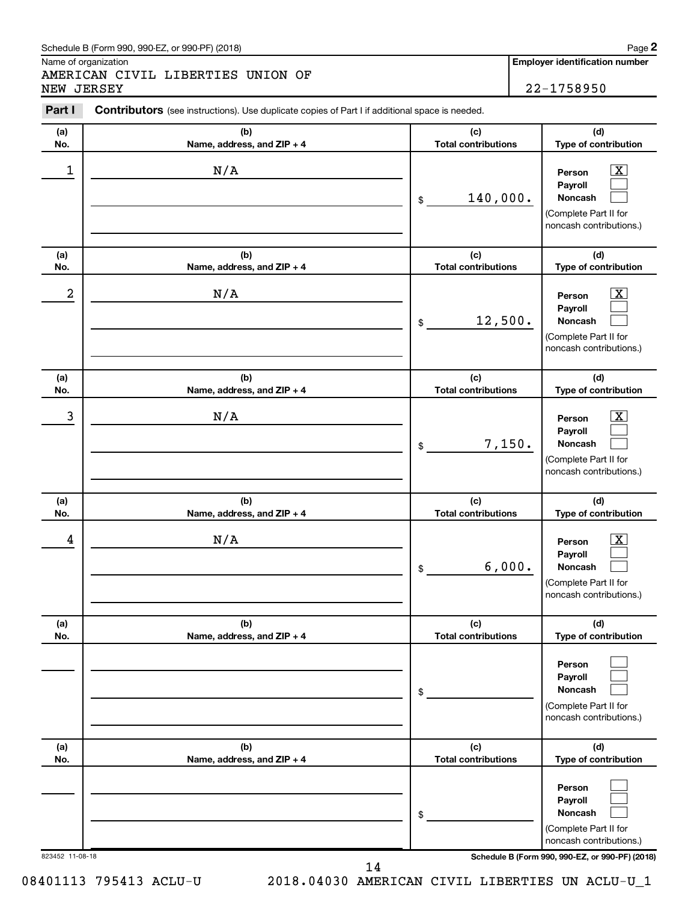Schedule B (Form 990, 990-EZ, or 990-PF) (2018)

Name of organization: AMERICAN CIVIL LIBERTIES UNION OF NEW JERSEY

Employer identification number: 22-1758950

**Part I** **Contributors** (see instructions). Use duplicate copies of Part I if additional space is needed.

| (a) No. | (b) Name, address, and ZIP + 4 | (c) Total contributions | (d) Type of contribution |
|---|---|---|---|
| 1 | N/A | $ 140,000. | Person [X] Payroll [ ] Noncash [ ] (Complete Part II for noncash contributions.) |
| 2 | N/A | $ 12,500. | Person [X] Payroll [ ] Noncash [ ] (Complete Part II for noncash contributions.) |
| 3 | N/A | $ 7,150. | Person [X] Payroll [ ] Noncash [ ] (Complete Part II for noncash contributions.) |
| 4 | N/A | $ 6,000. | Person [X] Payroll [ ] Noncash [ ] (Complete Part II for noncash contributions.) |
| | | $ | Person [ ] Payroll [ ] Noncash [ ] (Complete Part II for noncash contributions.) |
| | | $ | Person [ ] Payroll [ ] Noncash [ ] (Complete Part II for noncash contributions.) |

823452 11-08-18

Schedule B (Form 990, 990-EZ, or 990-PF) (2018)

08401113 795413 ACLU-U 2018.04030 AMERICAN CIVIL LIBERTIES UN ACLU-U_1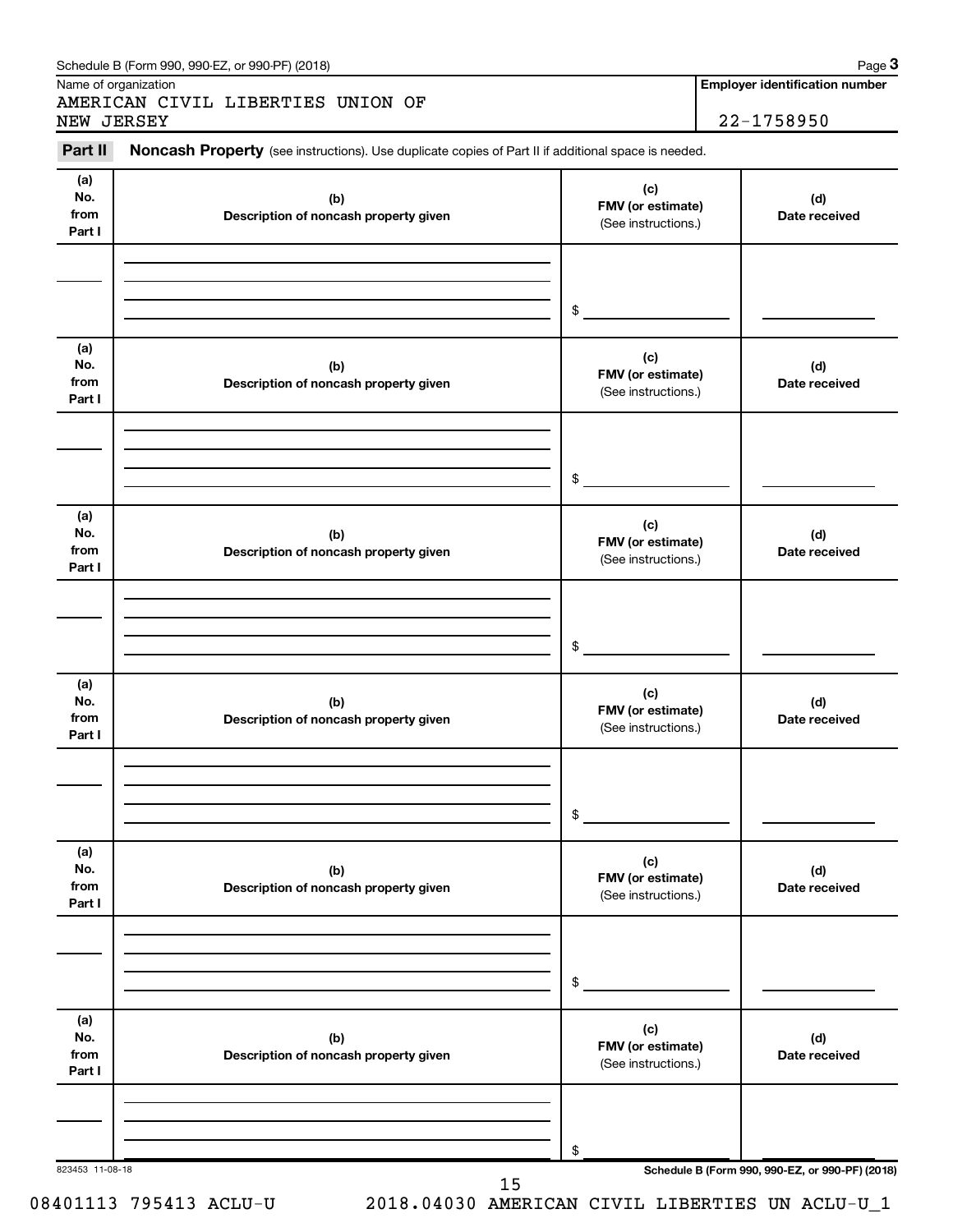Schedule B (Form 990, 990-EZ, or 990-PF) (2018)

Name of organization: AMERICAN CIVIL LIBERTIES UNION OF NEW JERSEY

Employer identification number: 22-1758950

**Part II** **Noncash Property** (see instructions). Use duplicate copies of Part II if additional space is needed.

| (a) No. from Part I | (b) Description of noncash property given | (c) FMV (or estimate) (See instructions.) | (d) Date received |
|---|---|---|---|
| | | $ | |

| (a) No. from Part I | (b) Description of noncash property given | (c) FMV (or estimate) (See instructions.) | (d) Date received |
|---|---|---|---|
| | | $ | |

| (a) No. from Part I | (b) Description of noncash property given | (c) FMV (or estimate) (See instructions.) | (d) Date received |
|---|---|---|---|
| | | $ | |

| (a) No. from Part I | (b) Description of noncash property given | (c) FMV (or estimate) (See instructions.) | (d) Date received |
|---|---|---|---|
| | | $ | |

| (a) No. from Part I | (b) Description of noncash property given | (c) FMV (or estimate) (See instructions.) | (d) Date received |
|---|---|---|---|
| | | $ | |

| (a) No. from Part I | (b) Description of noncash property given | (c) FMV (or estimate) (See instructions.) | (d) Date received |
|---|---|---|---|
| | | $ | |

823453 11-08-18

Schedule B (Form 990, 990-EZ, or 990-PF) (2018)

08401113 795413 ACLU-U 2018.04030 AMERICAN CIVIL LIBERTIES UN ACLU-U_1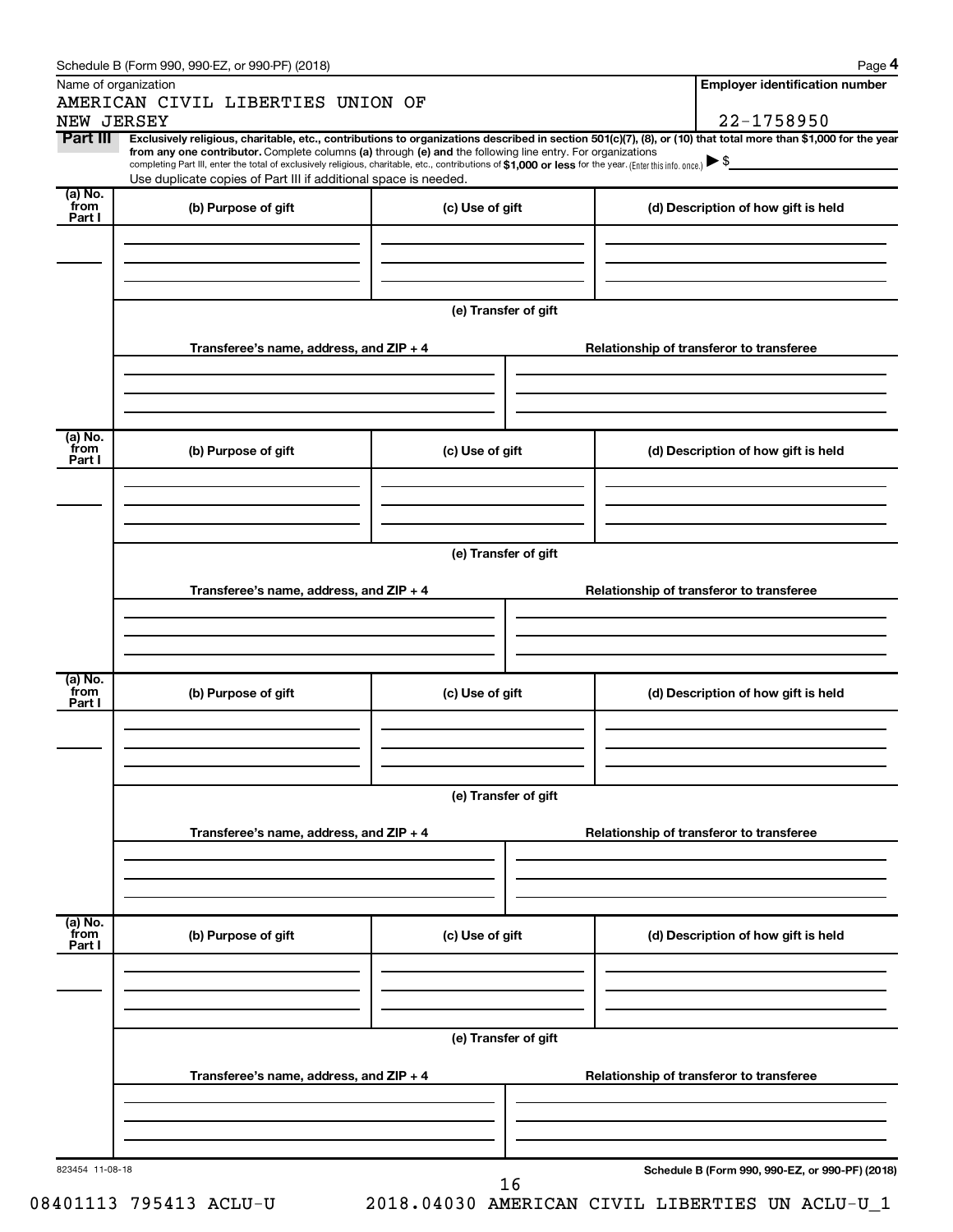Schedule B (Form 990, 990-EZ, or 990-PF) (2018)

| Name of organization | Employer identification number |
| --- | --- |
| AMERICAN CIVIL LIBERTIES UNION OF NEW JERSEY | 22-1758950 |

**Part III** **Exclusively religious, charitable, etc., contributions to organizations described in section 501(c)(7), (8), or (10) that total more than $1,000 for the year from any one contributor.** Complete columns **(a)** through **(e)** and the following line entry. For organizations completing Part III, enter the total of exclusively religious, charitable, etc., contributions of **$1,000 or less** for the year. (Enter this info. once.) ▶ $

Use duplicate copies of Part III if additional space is needed.

| (a) No. from Part I | (b) Purpose of gift | (c) Use of gift | (d) Description of how gift is held |
| --- | --- | --- | --- |
| | | | |

(e) Transfer of gift

| Transferee's name, address, and ZIP + 4 | Relationship of transferor to transferee |
| --- | --- |
| | |

| (a) No. from Part I | (b) Purpose of gift | (c) Use of gift | (d) Description of how gift is held |
| --- | --- | --- | --- |
| | | | |

(e) Transfer of gift

| Transferee's name, address, and ZIP + 4 | Relationship of transferor to transferee |
| --- | --- |
| | |

| (a) No. from Part I | (b) Purpose of gift | (c) Use of gift | (d) Description of how gift is held |
| --- | --- | --- | --- |
| | | | |

(e) Transfer of gift

| Transferee's name, address, and ZIP + 4 | Relationship of transferor to transferee |
| --- | --- |
| | |

| (a) No. from Part I | (b) Purpose of gift | (c) Use of gift | (d) Description of how gift is held |
| --- | --- | --- | --- |
| | | | |

(e) Transfer of gift

| Transferee's name, address, and ZIP + 4 | Relationship of transferor to transferee |
| --- | --- |
| | |

823454 11-08-18

Schedule B (Form 990, 990-EZ, or 990-PF) (2018)

08401113 795413 ACLU-U 2018.04030 AMERICAN CIVIL LIBERTIES UN ACLU-U_1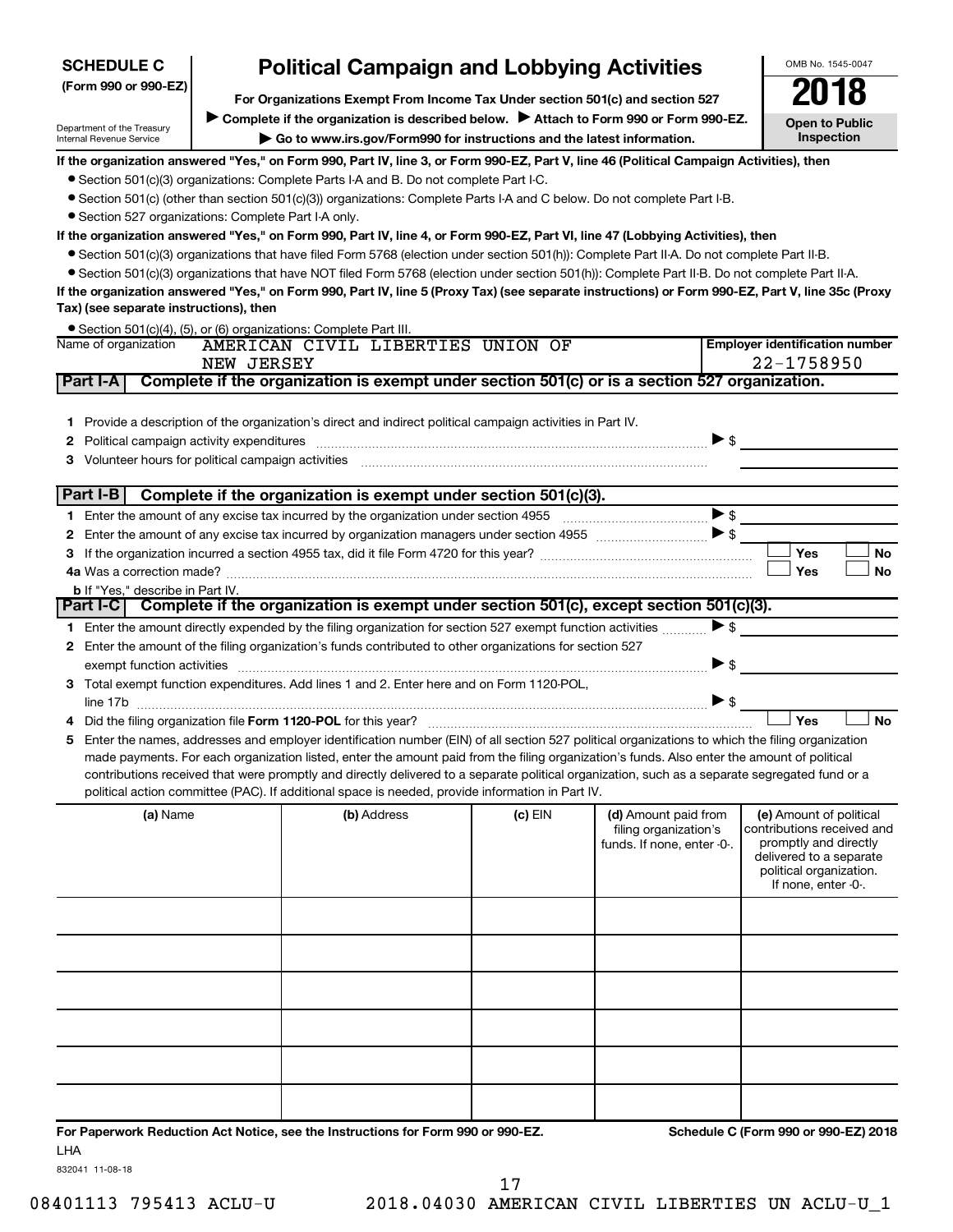**SCHEDULE C**
**(Form 990 or 990-EZ)**

Department of the Treasury
Internal Revenue Service

# Political Campaign and Lobbying Activities

**For Organizations Exempt From Income Tax Under section 501(c) and section 527**

▶ **Complete if the organization is described below.** ▶ **Attach to Form 990 or Form 990-EZ.**

▶ **Go to www.irs.gov/Form990 for instructions and the latest information.**

OMB No. 1545-0047

**2018**

**Open to Public Inspection**

**If the organization answered "Yes," on Form 990, Part IV, line 3, or Form 990-EZ, Part V, line 46 (Political Campaign Activities), then**

- Section 501(c)(3) organizations: Complete Parts I-A and B. Do not complete Part I-C.
- Section 501(c) (other than section 501(c)(3)) organizations: Complete Parts I-A and C below. Do not complete Part I-B.
- Section 527 organizations: Complete Part I-A only.

**If the organization answered "Yes," on Form 990, Part IV, line 4, or Form 990-EZ, Part VI, line 47 (Lobbying Activities), then**

- Section 501(c)(3) organizations that have filed Form 5768 (election under section 501(h)): Complete Part II-A. Do not complete Part II-B.
- Section 501(c)(3) organizations that have NOT filed Form 5768 (election under section 501(h)): Complete Part II-B. Do not complete Part II-A.

**If the organization answered "Yes," on Form 990, Part IV, line 5 (Proxy Tax) (see separate instructions) or Form 990-EZ, Part V, line 35c (Proxy Tax) (see separate instructions), then**

- Section 501(c)(4), (5), or (6) organizations: Complete Part III.

Name of organization: AMERICAN CIVIL LIBERTIES UNION OF NEW JERSEY

**Employer identification number:** 22-1758950

## Part I-A Complete if the organization is exempt under section 501(c) or is a section 527 organization.

1. Provide a description of the organization's direct and indirect political campaign activities in Part IV.
2. Political campaign activity expenditures ▶ $
3. Volunteer hours for political campaign activities

## Part I-B Complete if the organization is exempt under section 501(c)(3).

1. Enter the amount of any excise tax incurred by the organization under section 4955 ▶ $
2. Enter the amount of any excise tax incurred by organization managers under section 4955 ▶ $
3. If the organization incurred a section 4955 tax, did it file Form 4720 for this year? ☐ Yes ☐ No

4a. Was a correction made? ☐ Yes ☐ No

b. If "Yes," describe in Part IV.

## Part I-C Complete if the organization is exempt under section 501(c), except section 501(c)(3).

1. Enter the amount directly expended by the filing organization for section 527 exempt function activities ▶ $
2. Enter the amount of the filing organization's funds contributed to other organizations for section 527 exempt function activities ▶ $
3. Total exempt function expenditures. Add lines 1 and 2. Enter here and on Form 1120-POL, line 17b ▶ $
4. Did the filing organization file **Form 1120-POL** for this year? ☐ Yes ☐ No
5. Enter the names, addresses and employer identification number (EIN) of all section 527 political organizations to which the filing organization made payments. For each organization listed, enter the amount paid from the filing organization's funds. Also enter the amount of political contributions received that were promptly and directly delivered to a separate political organization, such as a separate segregated fund or a political action committee (PAC). If additional space is needed, provide information in Part IV.

| (a) Name | (b) Address | (c) EIN | (d) Amount paid from filing organization's funds. If none, enter -0-. | (e) Amount of political contributions received and promptly and directly delivered to a separate political organization. If none, enter -0-. |
|---|---|---|---|---|
| | | | | |
| | | | | |
| | | | | |
| | | | | |
| | | | | |
| | | | | |

**For Paperwork Reduction Act Notice, see the Instructions for Form 990 or 990-EZ.** **Schedule C (Form 990 or 990-EZ) 2018**

LHA

832041 11-08-18

08401113 795413 ACLU-U 2018.04030 AMERICAN CIVIL LIBERTIES UN ACLU-U_1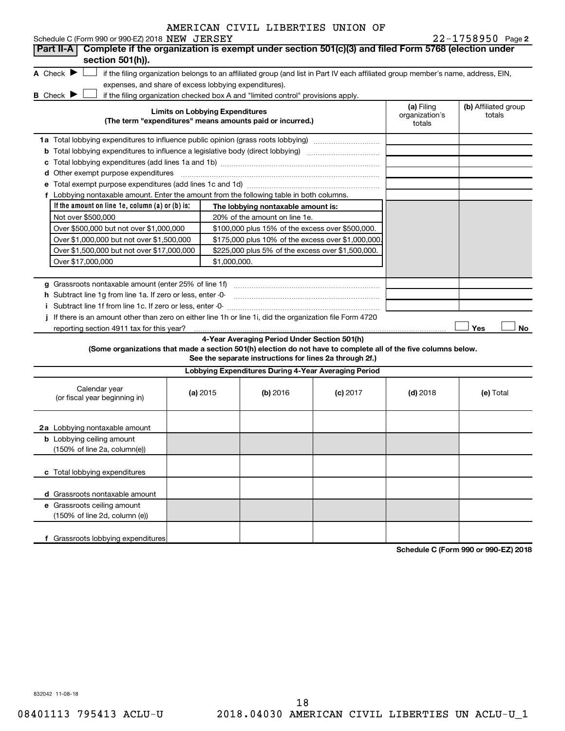AMERICAN CIVIL LIBERTIES UNION OF

Schedule C (Form 990 or 990-EZ) 2018 NEW JERSEY 22-1758950 Page 2

**Part II-A** **Complete if the organization is exempt under section 501(c)(3) and filed Form 5768 (election under section 501(h)).**

A Check ▶ ☐ if the filing organization belongs to an affiliated group (and list in Part IV each affiliated group member's name, address, EIN, expenses, and share of excess lobbying expenditures).

B Check ▶ ☐ if the filing organization checked box A and "limited control" provisions apply.

| Limits on Lobbying Expenditures (The term "expenditures" means amounts paid or incurred.) | (a) Filing organization's totals | (b) Affiliated group totals |
|---|---|---|
| 1a Total lobbying expenditures to influence public opinion (grass roots lobbying) | | |
| b Total lobbying expenditures to influence a legislative body (direct lobbying) | | |
| c Total lobbying expenditures (add lines 1a and 1b) | | |
| d Other exempt purpose expenditures | | |
| e Total exempt purpose expenditures (add lines 1c and 1d) | | |
| f Lobbying nontaxable amount. Enter the amount from the following table in both columns. | | |

| If the amount on line 1e, column (a) or (b) is: | The lobbying nontaxable amount is: |
|---|---|
| Not over $500,000 | 20% of the amount on line 1e. |
| Over $500,000 but not over $1,000,000 | $100,000 plus 15% of the excess over $500,000. |
| Over $1,000,000 but not over $1,500,000 | $175,000 plus 10% of the excess over $1,000,000. |
| Over $1,500,000 but not over $17,000,000 | $225,000 plus 5% of the excess over $1,500,000. |
| Over $17,000,000 | $1,000,000. |

| | (a) Filing organization's totals | (b) Affiliated group totals |
|---|---|---|
| g Grassroots nontaxable amount (enter 25% of line 1f) | | |
| h Subtract line 1g from line 1a. If zero or less, enter -0- | | |
| i Subtract line 1f from line 1c. If zero or less, enter -0- | | |

j If there is an amount other than zero on either line 1h or line 1i, did the organization file Form 4720 reporting section 4911 tax for this year? ☐ Yes ☐ No

**4-Year Averaging Period Under Section 501(h)**

**(Some organizations that made a section 501(h) election do not have to complete all of the five columns below. See the separate instructions for lines 2a through 2f.)**

**Lobbying Expenditures During 4-Year Averaging Period**

| Calendar year (or fiscal year beginning in) | (a) 2015 | (b) 2016 | (c) 2017 | (d) 2018 | (e) Total |
|---|---|---|---|---|---|
| 2a Lobbying nontaxable amount | | | | | |
| b Lobbying ceiling amount (150% of line 2a, column(e)) | | | | | |
| c Total lobbying expenditures | | | | | |
| d Grassroots nontaxable amount | | | | | |
| e Grassroots ceiling amount (150% of line 2d, column (e)) | | | | | |
| f Grassroots lobbying expenditures | | | | | |

**Schedule C (Form 990 or 990-EZ) 2018**

832042 11-08-18

08401113 795413 ACLU-U 2018.04030 AMERICAN CIVIL LIBERTIES UN ACLU-U_1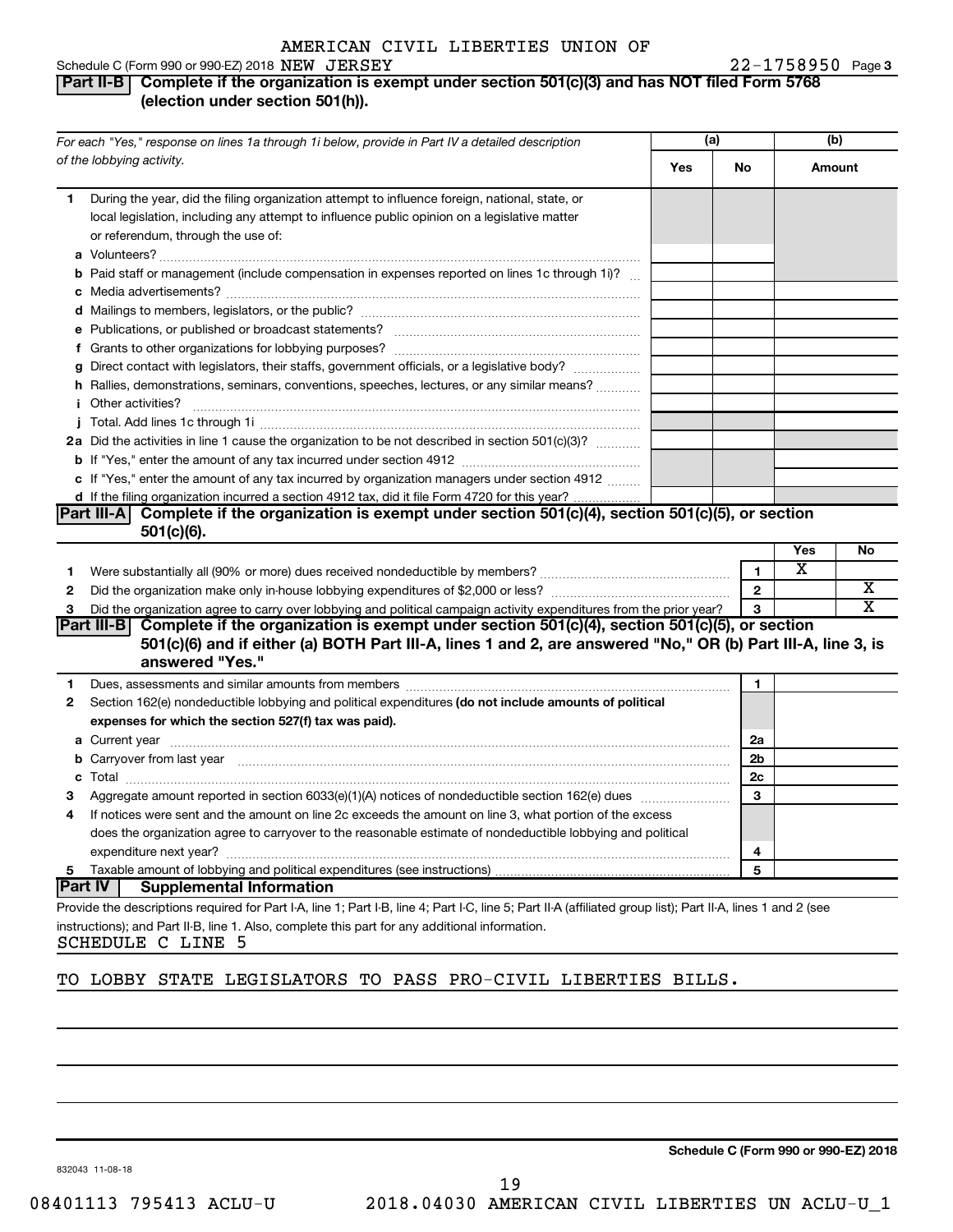AMERICAN CIVIL LIBERTIES UNION OF

Schedule C (Form 990 or 990-EZ) 2018 NEW JERSEY 22-1758950 Page 3

## Part II-B Complete if the organization is exempt under section 501(c)(3) and has NOT filed Form 5768 (election under section 501(h)).

| For each "Yes," response on lines 1a through 1i below, provide in Part IV a detailed description of the lobbying activity. | (a) Yes | (a) No | (b) Amount |
|---|---|---|---|
| **1** During the year, did the filing organization attempt to influence foreign, national, state, or local legislation, including any attempt to influence public opinion on a legislative matter or referendum, through the use of: | | | |
| **a** Volunteers? | | | |
| **b** Paid staff or management (include compensation in expenses reported on lines 1c through 1i)? | | | |
| **c** Media advertisements? | | | |
| **d** Mailings to members, legislators, or the public? | | | |
| **e** Publications, or published or broadcast statements? | | | |
| **f** Grants to other organizations for lobbying purposes? | | | |
| **g** Direct contact with legislators, their staffs, government officials, or a legislative body? | | | |
| **h** Rallies, demonstrations, seminars, conventions, speeches, lectures, or any similar means? | | | |
| **i** Other activities? | | | |
| **j** Total. Add lines 1c through 1i | | | |
| **2a** Did the activities in line 1 cause the organization to be not described in section 501(c)(3)? | | | |
| **b** If "Yes," enter the amount of any tax incurred under section 4912 | | | |
| **c** If "Yes," enter the amount of any tax incurred by organization managers under section 4912 | | | |
| **d** If the filing organization incurred a section 4912 tax, did it file Form 4720 for this year? | | | |

## Part III-A Complete if the organization is exempt under section 501(c)(4), section 501(c)(5), or section 501(c)(6).

| | | | Yes | No |
|---|---|---|---|---|
| **1** | Were substantially all (90% or more) dues received nondeductible by members? | 1 | X | |
| **2** | Did the organization make only in-house lobbying expenditures of $2,000 or less? | 2 | | X |
| **3** | Did the organization agree to carry over lobbying and political campaign activity expenditures from the prior year? | 3 | | X |

## Part III-B Complete if the organization is exempt under section 501(c)(4), section 501(c)(5), or section 501(c)(6) and if either (a) BOTH Part III-A, lines 1 and 2, are answered "No," OR (b) Part III-A, line 3, is answered "Yes."

| | | | |
|---|---|---|---|
| **1** | Dues, assessments and similar amounts from members | 1 | |
| **2** | Section 162(e) nondeductible lobbying and political expenditures **(do not include amounts of political expenses for which the section 527(f) tax was paid).** | | |
| **a** | Current year | 2a | |
| **b** | Carryover from last year | 2b | |
| **c** | Total | 2c | |
| **3** | Aggregate amount reported in section 6033(e)(1)(A) notices of nondeductible section 162(e) dues | 3 | |
| **4** | If notices were sent and the amount on line 2c exceeds the amount on line 3, what portion of the excess does the organization agree to carryover to the reasonable estimate of nondeductible lobbying and political expenditure next year? | 4 | |
| **5** | Taxable amount of lobbying and political expenditures (see instructions) | 5 | |

## Part IV Supplemental Information

Provide the descriptions required for Part I-A, line 1; Part I-B, line 4; Part I-C, line 5; Part II-A (affiliated group list); Part II-A, lines 1 and 2 (see instructions); and Part II-B, line 1. Also, complete this part for any additional information.

SCHEDULE C LINE 5

TO LOBBY STATE LEGISLATORS TO PASS PRO-CIVIL LIBERTIES BILLS.

Schedule C (Form 990 or 990-EZ) 2018

832043 11-08-18

08401113 795413 ACLU-U 2018.04030 AMERICAN CIVIL LIBERTIES UN ACLU-U_1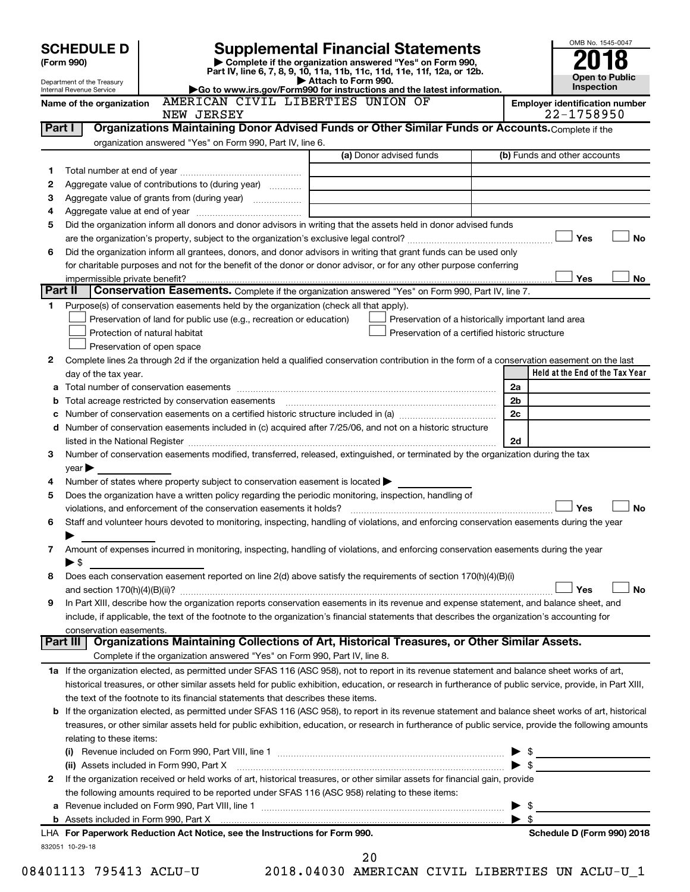# SCHEDULE D (Form 990)

Department of the Treasury
Internal Revenue Service

## Supplemental Financial Statements

▶ Complete if the organization answered "Yes" on Form 990, Part IV, line 6, 7, 8, 9, 10, 11a, 11b, 11c, 11d, 11e, 11f, 12a, or 12b.
▶ Attach to Form 990.
▶Go to www.irs.gov/Form990 for instructions and the latest information.

OMB No. 1545-0047

**2018**

**Open to Public Inspection**

**Name of the organization:** AMERICAN CIVIL LIBERTIES UNION OF NEW JERSEY

**Employer identification number:** 22-1758950

### Part I — Organizations Maintaining Donor Advised Funds or Other Similar Funds or Accounts.
Complete if the organization answered "Yes" on Form 990, Part IV, line 6.

| | | (a) Donor advised funds | (b) Funds and other accounts |
|---|---|---|---|
| 1 | Total number at end of year | | |
| 2 | Aggregate value of contributions to (during year) | | |
| 3 | Aggregate value of grants from (during year) | | |
| 4 | Aggregate value at end of year | | |

5 Did the organization inform all donors and donor advisors in writing that the assets held in donor advised funds are the organization's property, subject to the organization's exclusive legal control? ☐ Yes ☐ No

6 Did the organization inform all grantees, donors, and donor advisors in writing that grant funds can be used only for charitable purposes and not for the benefit of the donor or donor advisor, or for any other purpose conferring impermissible private benefit? ☐ Yes ☐ No

### Part II — Conservation Easements.
Complete if the organization answered "Yes" on Form 990, Part IV, line 7.

1 Purpose(s) of conservation easements held by the organization (check all that apply).

- ☐ Preservation of land for public use (e.g., recreation or education)
- ☐ Protection of natural habitat
- ☐ Preservation of open space
- ☐ Preservation of a historically important land area
- ☐ Preservation of a certified historic structure

2 Complete lines 2a through 2d if the organization held a qualified conservation contribution in the form of a conservation easement on the last day of the tax year.

| | | | Held at the End of the Tax Year |
|---|---|---|---|
| a | Total number of conservation easements | 2a | |
| b | Total acreage restricted by conservation easements | 2b | |
| c | Number of conservation easements on a certified historic structure included in (a) | 2c | |
| d | Number of conservation easements included in (c) acquired after 7/25/06, and not on a historic structure listed in the National Register | 2d | |

3 Number of conservation easements modified, transferred, released, extinguished, or terminated by the organization during the tax year ▶

4 Number of states where property subject to conservation easement is located ▶

5 Does the organization have a written policy regarding the periodic monitoring, inspection, handling of violations, and enforcement of the conservation easements it holds? ☐ Yes ☐ No

6 Staff and volunteer hours devoted to monitoring, inspecting, handling of violations, and enforcing conservation easements during the year ▶

7 Amount of expenses incurred in monitoring, inspecting, handling of violations, and enforcing conservation easements during the year ▶ $

8 Does each conservation easement reported on line 2(d) above satisfy the requirements of section 170(h)(4)(B)(i) and section 170(h)(4)(B)(ii)? ☐ Yes ☐ No

9 In Part XIII, describe how the organization reports conservation easements in its revenue and expense statement, and balance sheet, and include, if applicable, the text of the footnote to the organization's financial statements that describes the organization's accounting for conservation easements.

### Part III — Organizations Maintaining Collections of Art, Historical Treasures, or Other Similar Assets.
Complete if the organization answered "Yes" on Form 990, Part IV, line 8.

1a If the organization elected, as permitted under SFAS 116 (ASC 958), not to report in its revenue statement and balance sheet works of art, historical treasures, or other similar assets held for public exhibition, education, or research in furtherance of public service, provide, in Part XIII, the text of the footnote to its financial statements that describes these items.

b If the organization elected, as permitted under SFAS 116 (ASC 958), to report in its revenue statement and balance sheet works of art, historical treasures, or other similar assets held for public exhibition, education, or research in furtherance of public service, provide the following amounts relating to these items:

(i) Revenue included on Form 990, Part VIII, line 1 ▶ $

(ii) Assets included in Form 990, Part X ▶ $

2 If the organization received or held works of art, historical treasures, or other similar assets for financial gain, provide the following amounts required to be reported under SFAS 116 (ASC 958) relating to these items:

a Revenue included on Form 990, Part VIII, line 1 ▶ $

b Assets included in Form 990, Part X ▶ $

LHA For Paperwork Reduction Act Notice, see the Instructions for Form 990. Schedule D (Form 990) 2018

832051 10-29-18

08401113 795413 ACLU-U 2018.04030 AMERICAN CIVIL LIBERTIES UN ACLU-U_1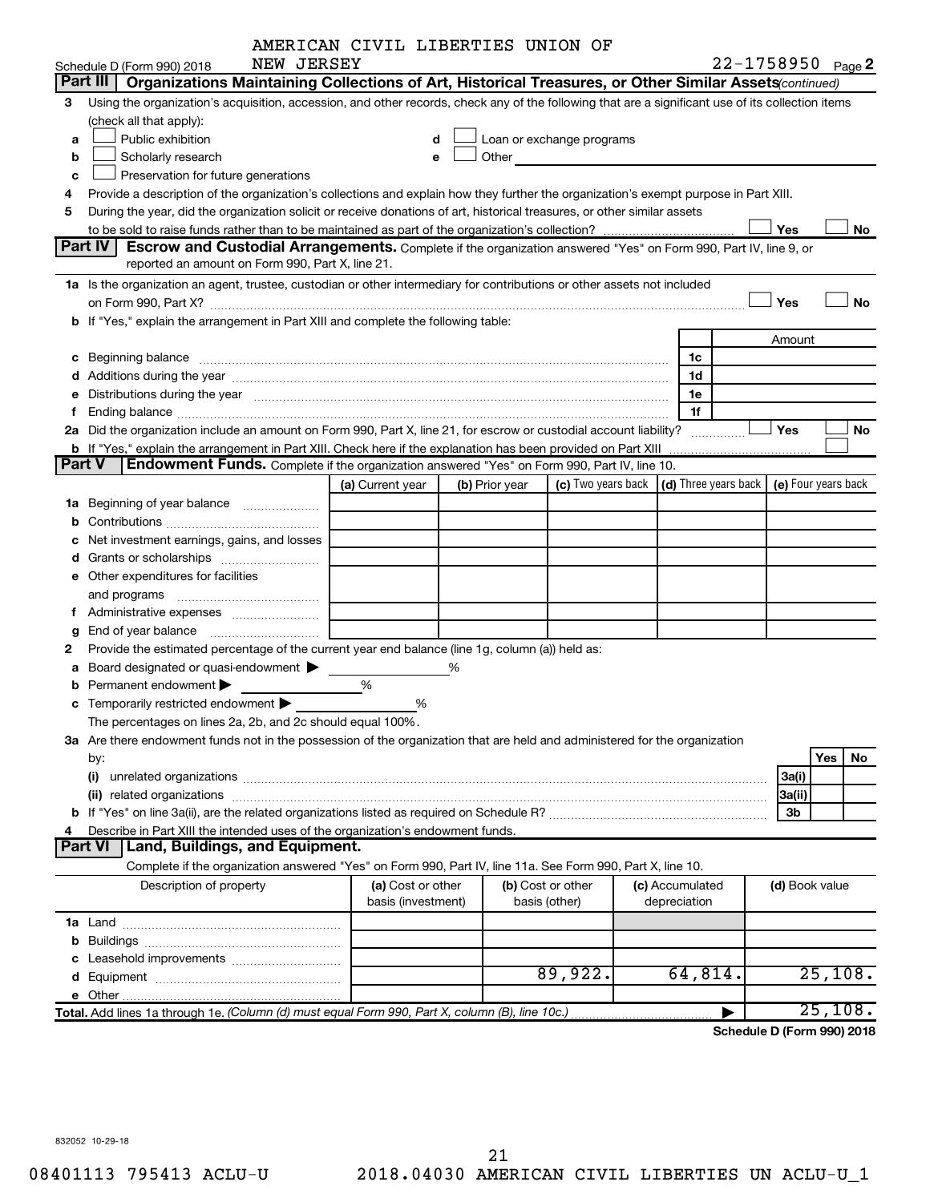AMERICAN CIVIL LIBERTIES UNION OF NEW JERSEY

Schedule D (Form 990) 2018 — 22-1758950 Page **2**

**Part III | Organizations Maintaining Collections of Art, Historical Treasures, or Other Similar Assets** *(continued)*

3 Using the organization's acquisition, accession, and other records, check any of the following that are a significant use of its collection items (check all that apply):

- a ☐ Public exhibition
- b ☐ Scholarly research
- c ☐ Preservation for future generations
- d ☐ Loan or exchange programs
- e ☐ Other

4 Provide a description of the organization's collections and explain how they further the organization's exempt purpose in Part XIII.

5 During the year, did the organization solicit or receive donations of art, historical treasures, or other similar assets to be sold to raise funds rather than to be maintained as part of the organization's collection? ☐ Yes ☐ No

**Part IV | Escrow and Custodial Arrangements.** Complete if the organization answered "Yes" on Form 990, Part IV, line 9, or reported an amount on Form 990, Part X, line 21.

1a Is the organization an agent, trustee, custodian or other intermediary for contributions or other assets not included on Form 990, Part X? ☐ Yes ☐ No

b If "Yes," explain the arrangement in Part XIII and complete the following table:

| | | Amount |
|---|---|---|
| c Beginning balance | 1c | |
| d Additions during the year | 1d | |
| e Distributions during the year | 1e | |
| f Ending balance | 1f | |

2a Did the organization include an amount on Form 990, Part X, line 21, for escrow or custodial account liability? ☐ Yes ☐ No

b If "Yes," explain the arrangement in Part XIII. Check here if the explanation has been provided on Part XIII ☐

**Part V | Endowment Funds.** Complete if the organization answered "Yes" on Form 990, Part IV, line 10.

| | (a) Current year | (b) Prior year | (c) Two years back | (d) Three years back | (e) Four years back |
|---|---|---|---|---|---|
| 1a Beginning of year balance | | | | | |
| b Contributions | | | | | |
| c Net investment earnings, gains, and losses | | | | | |
| d Grants or scholarships | | | | | |
| e Other expenditures for facilities and programs | | | | | |
| f Administrative expenses | | | | | |
| g End of year balance | | | | | |

2 Provide the estimated percentage of the current year end balance (line 1g, column (a)) held as:

a Board designated or quasi-endowment ▶ %

b Permanent endowment ▶ %

c Temporarily restricted endowment ▶ %

The percentages on lines 2a, 2b, and 2c should equal 100%.

3a Are there endowment funds not in the possession of the organization that are held and administered for the organization by:

| | | Yes | No |
|---|---|---|---|
| (i) unrelated organizations | 3a(i) | | |
| (ii) related organizations | 3a(ii) | | |
| b If "Yes" on line 3a(ii), are the related organizations listed as required on Schedule R? | 3b | | |

4 Describe in Part XIII the intended uses of the organization's endowment funds.

**Part VI | Land, Buildings, and Equipment.**

Complete if the organization answered "Yes" on Form 990, Part IV, line 11a. See Form 990, Part X, line 10.

| Description of property | (a) Cost or other basis (investment) | (b) Cost or other basis (other) | (c) Accumulated depreciation | (d) Book value |
|---|---|---|---|---|
| 1a Land | | | | |
| b Buildings | | | | |
| c Leasehold improvements | | | | |
| d Equipment | | 89,922. | 64,814. | 25,108. |
| e Other | | | | |
| **Total.** Add lines 1a through 1e. *(Column (d) must equal Form 990, Part X, column (B), line 10c.)* | | | ▶ | 25,108. |

**Schedule D (Form 990) 2018**

832052 10-29-18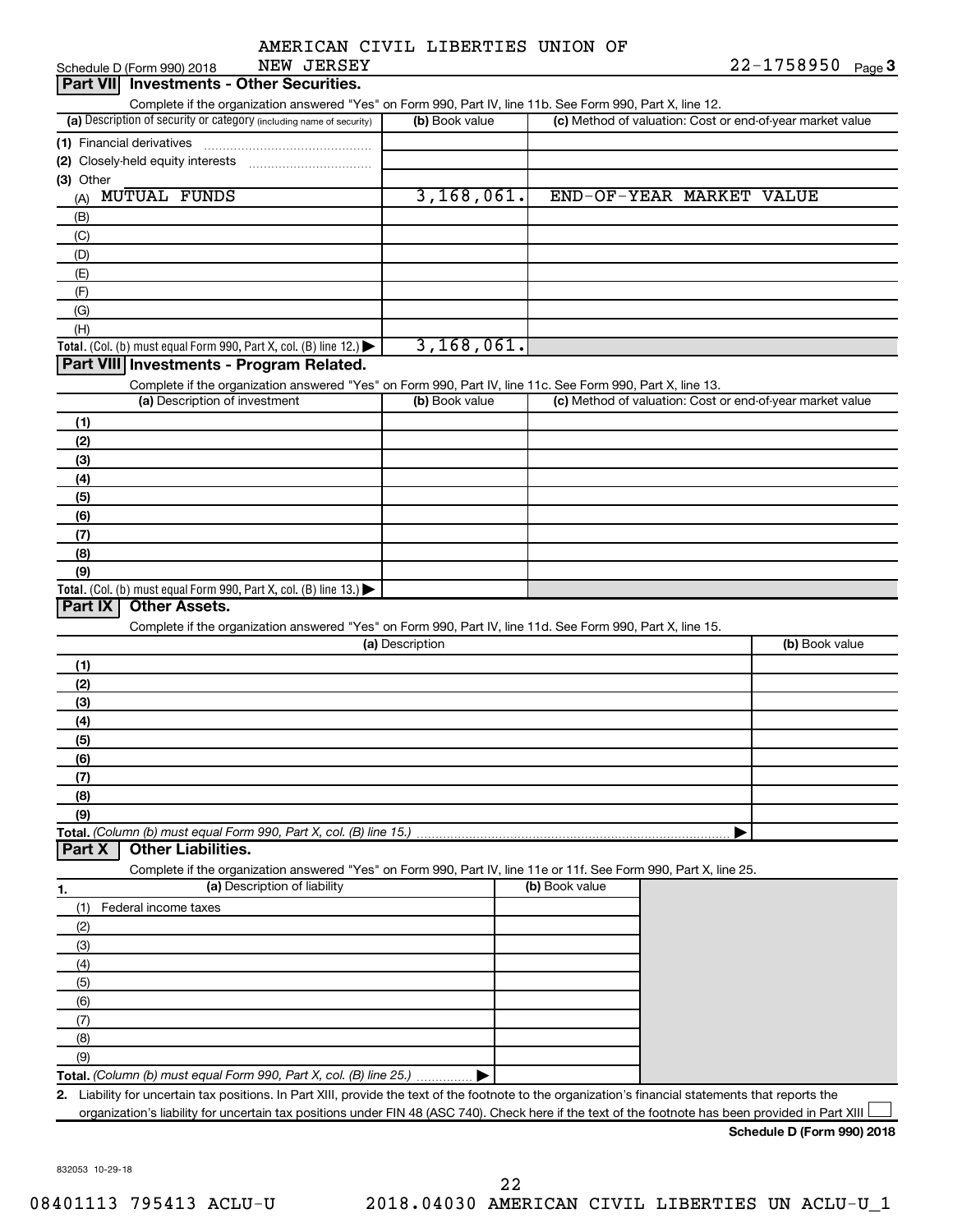AMERICAN CIVIL LIBERTIES UNION OF NEW JERSEY

Schedule D (Form 990) 2018 — 22-1758950 Page 3

## Part VII Investments - Other Securities.

Complete if the organization answered "Yes" on Form 990, Part IV, line 11b. See Form 990, Part X, line 12.

| (a) Description of security or category (including name of security) | (b) Book value | (c) Method of valuation: Cost or end-of-year market value |
|---|---|---|
| (1) Financial derivatives | | |
| (2) Closely-held equity interests | | |
| (3) Other | | |
| (A) MUTUAL FUNDS | 3,168,061. | END-OF-YEAR MARKET VALUE |
| (B) | | |
| (C) | | |
| (D) | | |
| (E) | | |
| (F) | | |
| (G) | | |
| (H) | | |
| **Total.** (Col. (b) must equal Form 990, Part X, col. (B) line 12.) ▶ | 3,168,061. | |

## Part VIII Investments - Program Related.

Complete if the organization answered "Yes" on Form 990, Part IV, line 11c. See Form 990, Part X, line 13.

| (a) Description of investment | (b) Book value | (c) Method of valuation: Cost or end-of-year market value |
|---|---|---|
| (1) | | |
| (2) | | |
| (3) | | |
| (4) | | |
| (5) | | |
| (6) | | |
| (7) | | |
| (8) | | |
| (9) | | |
| **Total.** (Col. (b) must equal Form 990, Part X, col. (B) line 13.) ▶ | | |

## Part IX Other Assets.

Complete if the organization answered "Yes" on Form 990, Part IV, line 11d. See Form 990, Part X, line 15.

| (a) Description | (b) Book value |
|---|---|
| (1) | |
| (2) | |
| (3) | |
| (4) | |
| (5) | |
| (6) | |
| (7) | |
| (8) | |
| (9) | |
| **Total.** *(Column (b) must equal Form 990, Part X, col. (B) line 15.)* ▶ | |

## Part X Other Liabilities.

Complete if the organization answered "Yes" on Form 990, Part IV, line 11e or 11f. See Form 990, Part X, line 25.

| 1. (a) Description of liability | (b) Book value |
|---|---|
| (1) Federal income taxes | |
| (2) | |
| (3) | |
| (4) | |
| (5) | |
| (6) | |
| (7) | |
| (8) | |
| (9) | |
| **Total.** *(Column (b) must equal Form 990, Part X, col. (B) line 25.)* ▶ | |

**2.** Liability for uncertain tax positions. In Part XIII, provide the text of the footnote to the organization's financial statements that reports the organization's liability for uncertain tax positions under FIN 48 (ASC 740). Check here if the text of the footnote has been provided in Part XIII ☐

**Schedule D (Form 990) 2018**

832053 10-29-18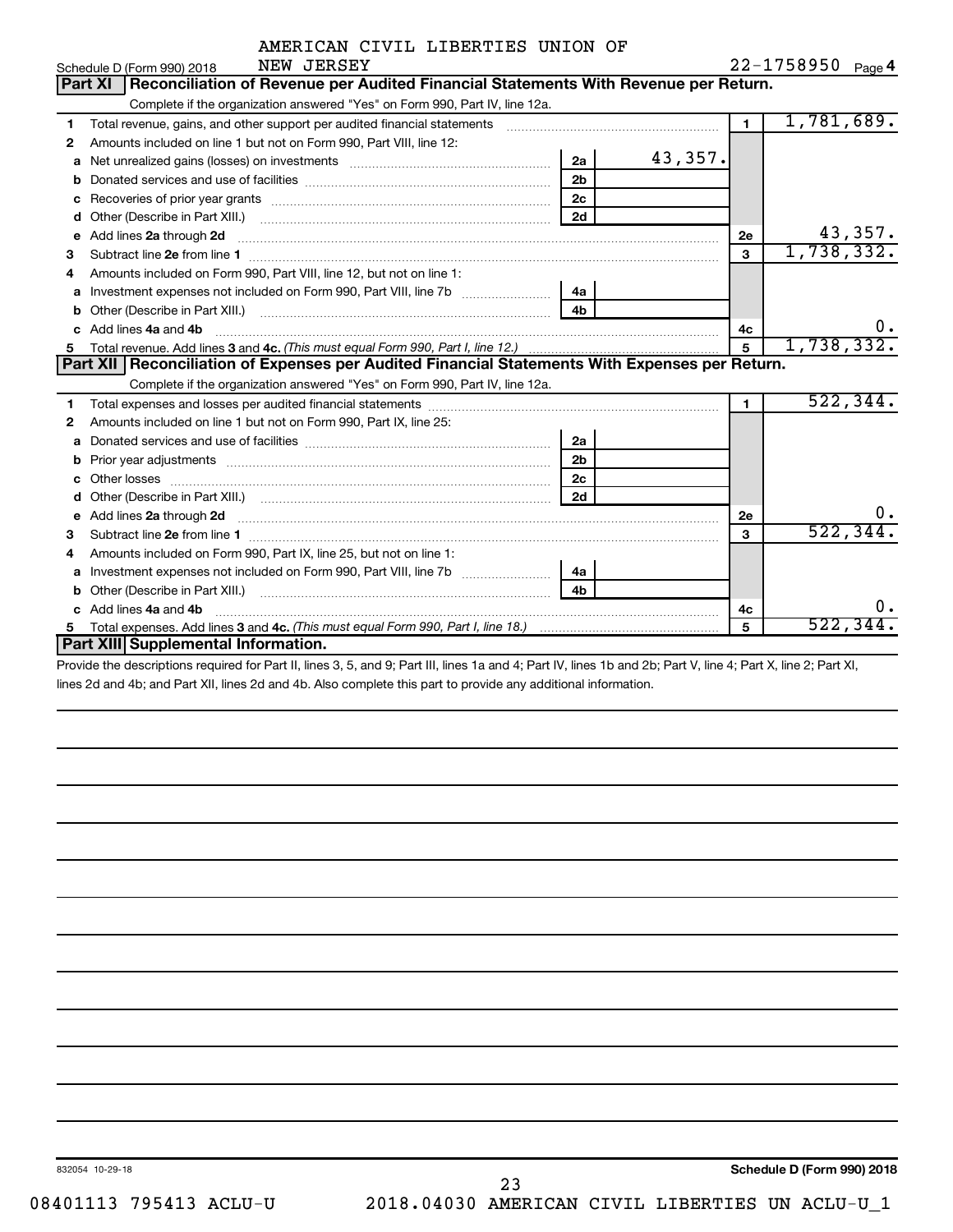Schedule D (Form 990) 2018 AMERICAN CIVIL LIBERTIES UNION OF NEW JERSEY 22-1758950 Page 4

## Part XI Reconciliation of Revenue per Audited Financial Statements With Revenue per Return.

Complete if the organization answered "Yes" on Form 990, Part IV, line 12a.

| | | | | | |
|---|---|---|---|---|---|
| 1 | Total revenue, gains, and other support per audited financial statements | | | 1 | 1,781,689. |
| 2 | Amounts included on line 1 but not on Form 990, Part VIII, line 12: | | | | |
| a | Net unrealized gains (losses) on investments | 2a | 43,357. | | |
| b | Donated services and use of facilities | 2b | | | |
| c | Recoveries of prior year grants | 2c | | | |
| d | Other (Describe in Part XIII.) | 2d | | | |
| e | Add lines 2a through 2d | | | 2e | 43,357. |
| 3 | Subtract line 2e from line 1 | | | 3 | 1,738,332. |
| 4 | Amounts included on Form 990, Part VIII, line 12, but not on line 1: | | | | |
| a | Investment expenses not included on Form 990, Part VIII, line 7b | 4a | | | |
| b | Other (Describe in Part XIII.) | 4b | | | |
| c | Add lines 4a and 4b | | | 4c | 0. |
| 5 | Total revenue. Add lines 3 and 4c. *(This must equal Form 990, Part I, line 12.)* | | | 5 | 1,738,332. |

## Part XII Reconciliation of Expenses per Audited Financial Statements With Expenses per Return.

Complete if the organization answered "Yes" on Form 990, Part IV, line 12a.

| | | | | | |
|---|---|---|---|---|---|
| 1 | Total expenses and losses per audited financial statements | | | 1 | 522,344. |
| 2 | Amounts included on line 1 but not on Form 990, Part IX, line 25: | | | | |
| a | Donated services and use of facilities | 2a | | | |
| b | Prior year adjustments | 2b | | | |
| c | Other losses | 2c | | | |
| d | Other (Describe in Part XIII.) | 2d | | | |
| e | Add lines 2a through 2d | | | 2e | 0. |
| 3 | Subtract line 2e from line 1 | | | 3 | 522,344. |
| 4 | Amounts included on Form 990, Part IX, line 25, but not on line 1: | | | | |
| a | Investment expenses not included on Form 990, Part VIII, line 7b | 4a | | | |
| b | Other (Describe in Part XIII.) | 4b | | | |
| c | Add lines 4a and 4b | | | 4c | 0. |
| 5 | Total expenses. Add lines 3 and 4c. *(This must equal Form 990, Part I, line 18.)* | | | 5 | 522,344. |

## Part XIII Supplemental Information.

Provide the descriptions required for Part II, lines 3, 5, and 9; Part III, lines 1a and 4; Part IV, lines 1b and 2b; Part V, line 4; Part X, line 2; Part XI, lines 2d and 4b; and Part XII, lines 2d and 4b. Also complete this part to provide any additional information.

832054 10-29-18

**Schedule D (Form 990) 2018**

08401113 795413 ACLU-U 2018.04030 AMERICAN CIVIL LIBERTIES UN ACLU-U_1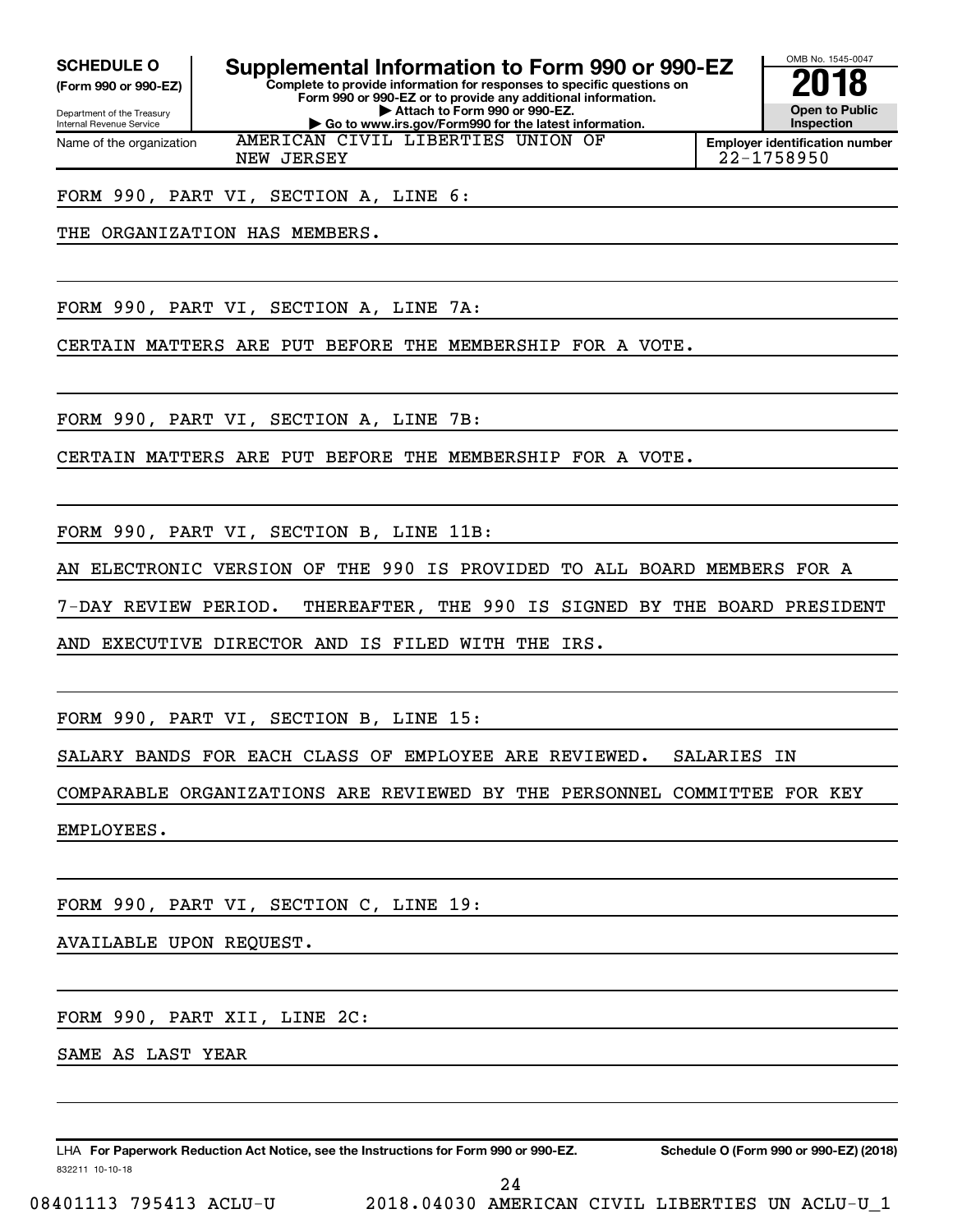**SCHEDULE O**
**(Form 990 or 990-EZ)**

Department of the Treasury
Internal Revenue Service

# Supplemental Information to Form 990 or 990-EZ

**Complete to provide information for responses to specific questions on Form 990 or 990-EZ or to provide any additional information.**
**▶ Attach to Form 990 or 990-EZ.**
**▶ Go to www.irs.gov/Form990 for the latest information.**

OMB No. 1545-0047
**2018**
**Open to Public Inspection**

Name of the organization: AMERICAN CIVIL LIBERTIES UNION OF NEW JERSEY

**Employer identification number** 22-1758950

FORM 990, PART VI, SECTION A, LINE 6:

THE ORGANIZATION HAS MEMBERS.

FORM 990, PART VI, SECTION A, LINE 7A:

CERTAIN MATTERS ARE PUT BEFORE THE MEMBERSHIP FOR A VOTE.

FORM 990, PART VI, SECTION A, LINE 7B:

CERTAIN MATTERS ARE PUT BEFORE THE MEMBERSHIP FOR A VOTE.

FORM 990, PART VI, SECTION B, LINE 11B:

AN ELECTRONIC VERSION OF THE 990 IS PROVIDED TO ALL BOARD MEMBERS FOR A 7-DAY REVIEW PERIOD. THEREAFTER, THE 990 IS SIGNED BY THE BOARD PRESIDENT AND EXECUTIVE DIRECTOR AND IS FILED WITH THE IRS.

FORM 990, PART VI, SECTION B, LINE 15:

SALARY BANDS FOR EACH CLASS OF EMPLOYEE ARE REVIEWED. SALARIES IN COMPARABLE ORGANIZATIONS ARE REVIEWED BY THE PERSONNEL COMMITTEE FOR KEY EMPLOYEES.

FORM 990, PART VI, SECTION C, LINE 19:

AVAILABLE UPON REQUEST.

FORM 990, PART XII, LINE 2C:

SAME AS LAST YEAR

LHA **For Paperwork Reduction Act Notice, see the Instructions for Form 990 or 990-EZ.** **Schedule O (Form 990 or 990-EZ) (2018)**

832211 10-10-18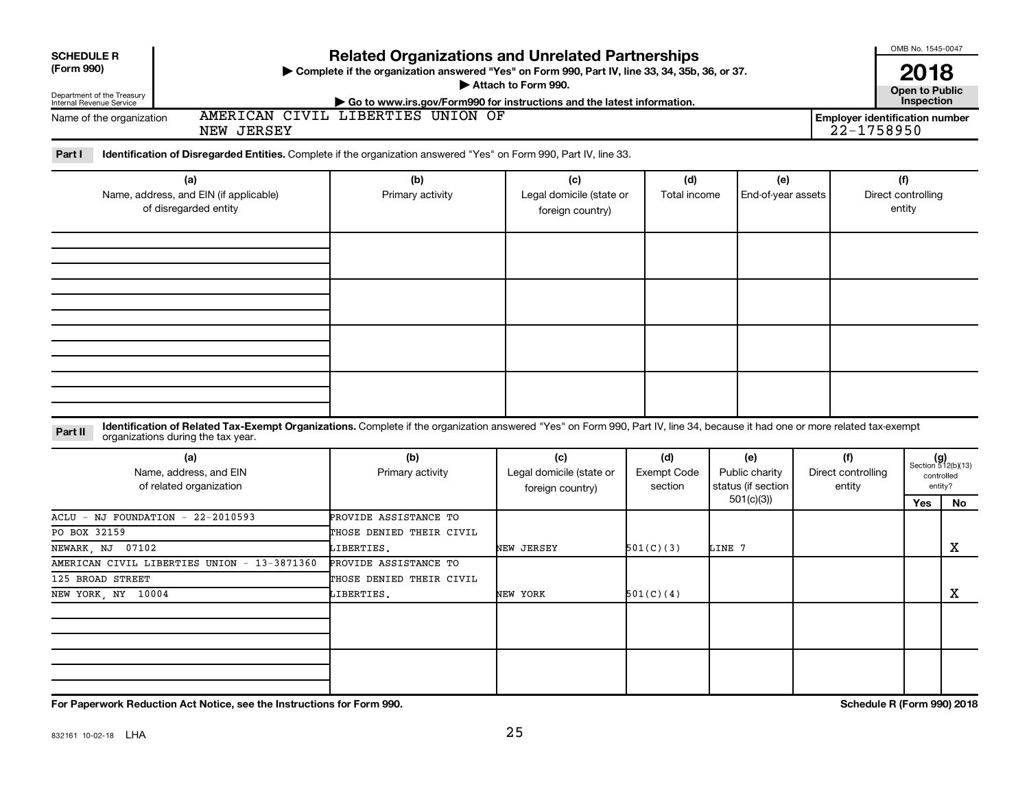**SCHEDULE R (Form 990)**

Department of the Treasury
Internal Revenue Service

# Related Organizations and Unrelated Partnerships

▶ Complete if the organization answered "Yes" on Form 990, Part IV, line 33, 34, 35b, 36, or 37.
▶ Attach to Form 990.
▶ Go to www.irs.gov/Form990 for instructions and the latest information.

OMB No. 1545-0047

**2018**

**Open to Public Inspection**

Name of the organization: AMERICAN CIVIL LIBERTIES UNION OF NEW JERSEY

Employer identification number: 22-1758950

**Part I** **Identification of Disregarded Entities.** Complete if the organization answered "Yes" on Form 990, Part IV, line 33.

| (a) Name, address, and EIN (if applicable) of disregarded entity | (b) Primary activity | (c) Legal domicile (state or foreign country) | (d) Total income | (e) End-of-year assets | (f) Direct controlling entity |
|---|---|---|---|---|---|
| | | | | | |
| | | | | | |
| | | | | | |
| | | | | | |

**Part II** **Identification of Related Tax-Exempt Organizations.** Complete if the organization answered "Yes" on Form 990, Part IV, line 34, because it had one or more related tax-exempt organizations during the tax year.

| (a) Name, address, and EIN of related organization | (b) Primary activity | (c) Legal domicile (state or foreign country) | (d) Exempt Code section | (e) Public charity status (if section 501(c)(3)) | (f) Direct controlling entity | (g) Section 512(b)(13) controlled entity? Yes | No |
|---|---|---|---|---|---|---|---|
| ACLU - NJ FOUNDATION - 22-2010593<br>PO BOX 32159<br>NEWARK, NJ 07102 | PROVIDE ASSISTANCE TO THOSE DENIED THEIR CIVIL LIBERTIES. | NEW JERSEY | 501(C)(3) | LINE 7 | | | X |
| AMERICAN CIVIL LIBERTIES UNION - 13-3871360<br>125 BROAD STREET<br>NEW YORK, NY 10004 | PROVIDE ASSISTANCE TO THOSE DENIED THEIR CIVIL LIBERTIES. | NEW YORK | 501(C)(4) | | | | X |
| | | | | | | | |
| | | | | | | | |

**For Paperwork Reduction Act Notice, see the Instructions for Form 990.**

**Schedule R (Form 990) 2018**

832161 10-02-18 LHA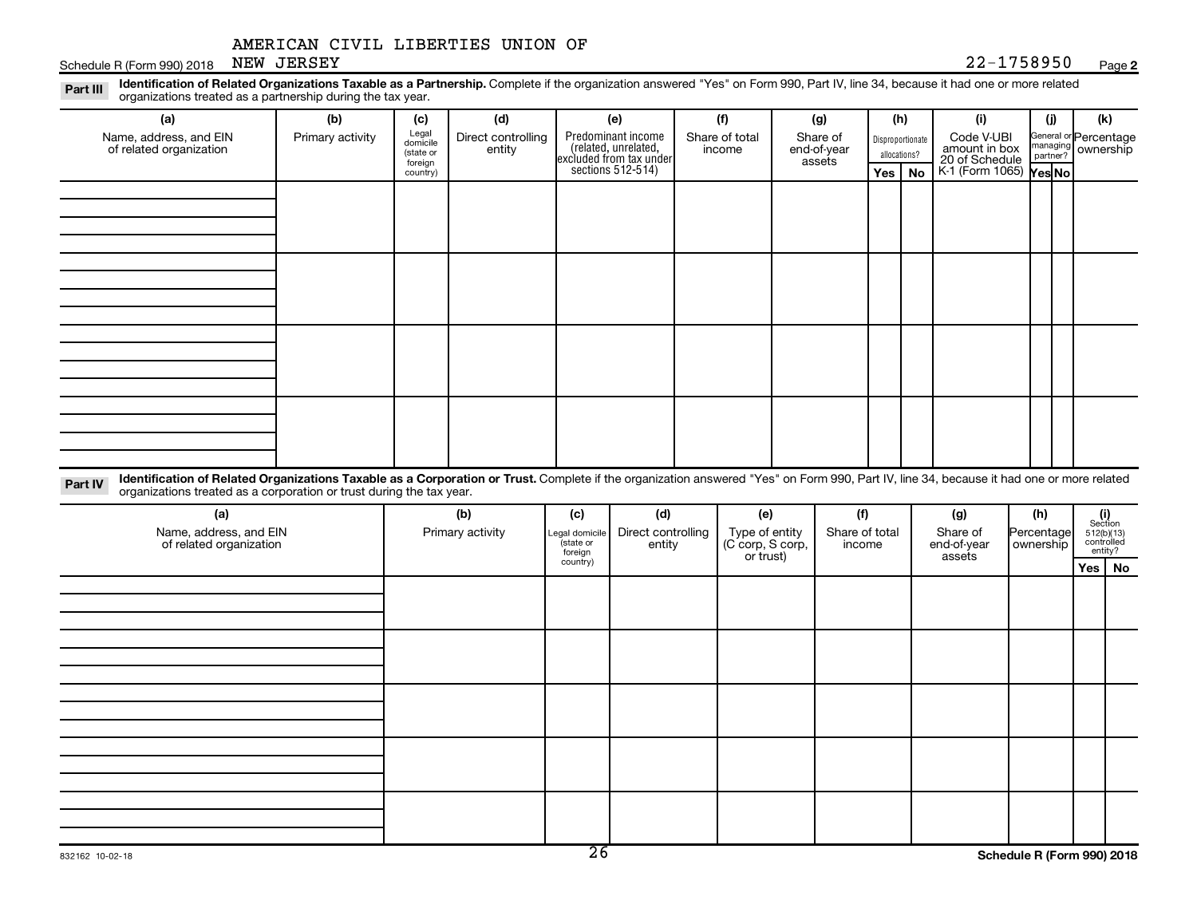AMERICAN CIVIL LIBERTIES UNION OF NEW JERSEY

Schedule R (Form 990) 2018 — 22-1758950 — Page 2

**Part III Identification of Related Organizations Taxable as a Partnership.** Complete if the organization answered "Yes" on Form 990, Part IV, line 34, because it had one or more related organizations treated as a partnership during the tax year.

| (a) Name, address, and EIN of related organization | (b) Primary activity | (c) Legal domicile (state or foreign country) | (d) Direct controlling entity | (e) Predominant income (related, unrelated, excluded from tax under sections 512-514) | (f) Share of total income | (g) Share of end-of-year assets | (h) Disproportionate allocations? Yes | (h) No | (i) Code V-UBI amount in box 20 of Schedule K-1 (Form 1065) | (j) General or managing partner? Yes | (j) No | (k) Percentage ownership |
|---|---|---|---|---|---|---|---|---|---|---|---|---|
| | | | | | | | | | | | | |
| | | | | | | | | | | | | |
| | | | | | | | | | | | | |
| | | | | | | | | | | | | |

**Part IV Identification of Related Organizations Taxable as a Corporation or Trust.** Complete if the organization answered "Yes" on Form 990, Part IV, line 34, because it had one or more related organizations treated as a corporation or trust during the tax year.

| (a) Name, address, and EIN of related organization | (b) Primary activity | (c) Legal domicile (state or foreign country) | (d) Direct controlling entity | (e) Type of entity (C corp, S corp, or trust) | (f) Share of total income | (g) Share of end-of-year assets | (h) Percentage ownership | (i) Section 512(b)(13) controlled entity? Yes | (i) No |
|---|---|---|---|---|---|---|---|---|---|
| | | | | | | | | | |
| | | | | | | | | | |
| | | | | | | | | | |
| | | | | | | | | | |
| | | | | | | | | | |

832162 10-02-18

Schedule R (Form 990) 2018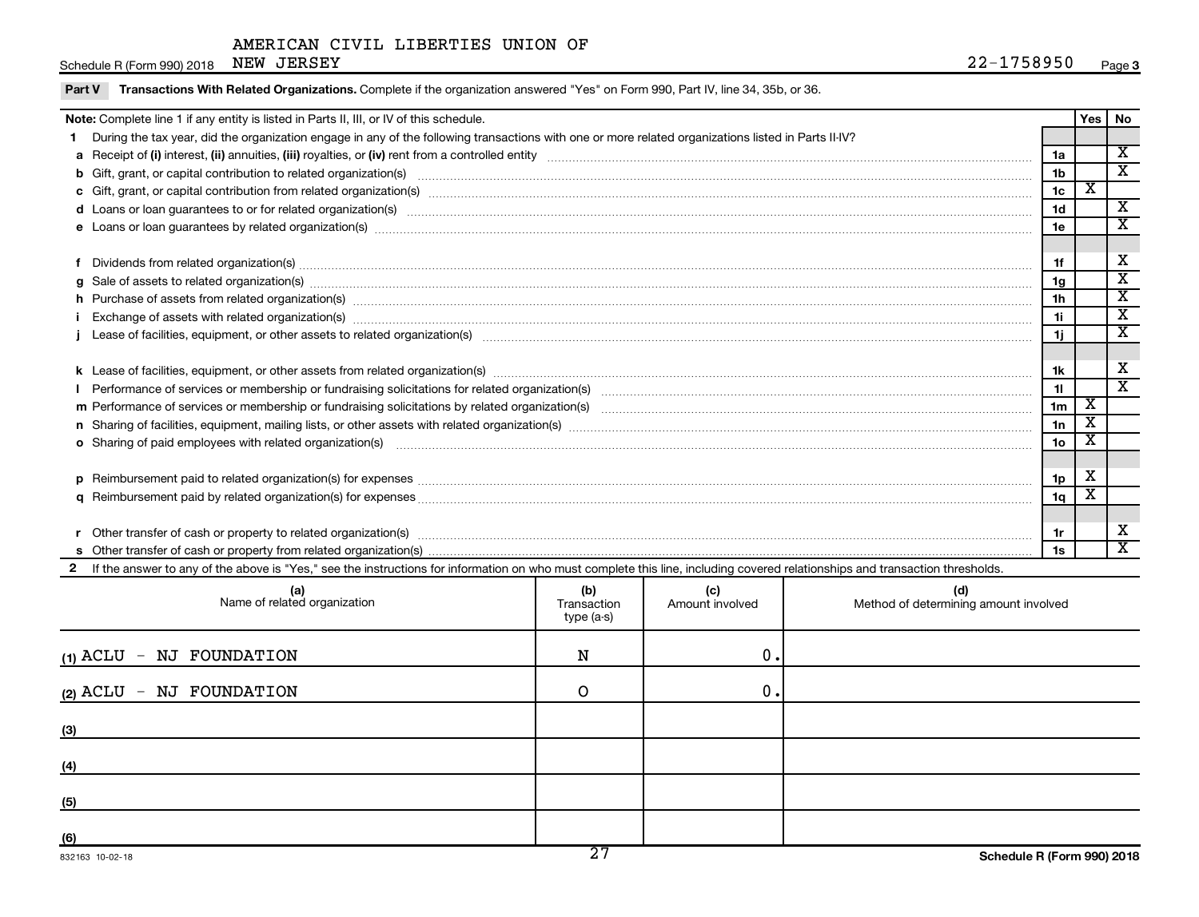AMERICAN CIVIL LIBERTIES UNION OF NEW JERSEY

Schedule R (Form 990) 2018 — 22-1758950 — Page 3

**Part V Transactions With Related Organizations.** Complete if the organization answered "Yes" on Form 990, Part IV, line 34, 35b, or 36.

| **Note:** Complete line 1 if any entity is listed in Parts II, III, or IV of this schedule. | | Yes | No |
|---|---|---|---|
| **1** During the tax year, did the organization engage in any of the following transactions with one or more related organizations listed in Parts II-IV? | | | |
| **a** Receipt of **(i)** interest, **(ii)** annuities, **(iii)** royalties, or **(iv)** rent from a controlled entity | 1a | | X |
| **b** Gift, grant, or capital contribution to related organization(s) | 1b | | X |
| **c** Gift, grant, or capital contribution from related organization(s) | 1c | X | |
| **d** Loans or loan guarantees to or for related organization(s) | 1d | | X |
| **e** Loans or loan guarantees by related organization(s) | 1e | | X |
| **f** Dividends from related organization(s) | 1f | | X |
| **g** Sale of assets to related organization(s) | 1g | | X |
| **h** Purchase of assets from related organization(s) | 1h | | X |
| **i** Exchange of assets with related organization(s) | 1i | | X |
| **j** Lease of facilities, equipment, or other assets to related organization(s) | 1j | | X |
| **k** Lease of facilities, equipment, or other assets from related organization(s) | 1k | | X |
| **l** Performance of services or membership or fundraising solicitations for related organization(s) | 1l | | X |
| **m** Performance of services or membership or fundraising solicitations by related organization(s) | 1m | X | |
| **n** Sharing of facilities, equipment, mailing lists, or other assets with related organization(s) | 1n | X | |
| **o** Sharing of paid employees with related organization(s) | 1o | X | |
| **p** Reimbursement paid to related organization(s) for expenses | 1p | X | |
| **q** Reimbursement paid by related organization(s) for expenses | 1q | X | |
| **r** Other transfer of cash or property to related organization(s) | 1r | | X |
| **s** Other transfer of cash or property from related organization(s) | 1s | | X |

**2** If the answer to any of the above is "Yes," see the instructions for information on who must complete this line, including covered relationships and transaction thresholds.

| (a) Name of related organization | (b) Transaction type (a-s) | (c) Amount involved | (d) Method of determining amount involved |
|---|---|---|---|
| (1) ACLU - NJ FOUNDATION | N | 0. | |
| (2) ACLU - NJ FOUNDATION | O | 0. | |
| (3) | | | |
| (4) | | | |
| (5) | | | |
| (6) | | | |

832163 10-02-18 — Schedule R (Form 990) 2018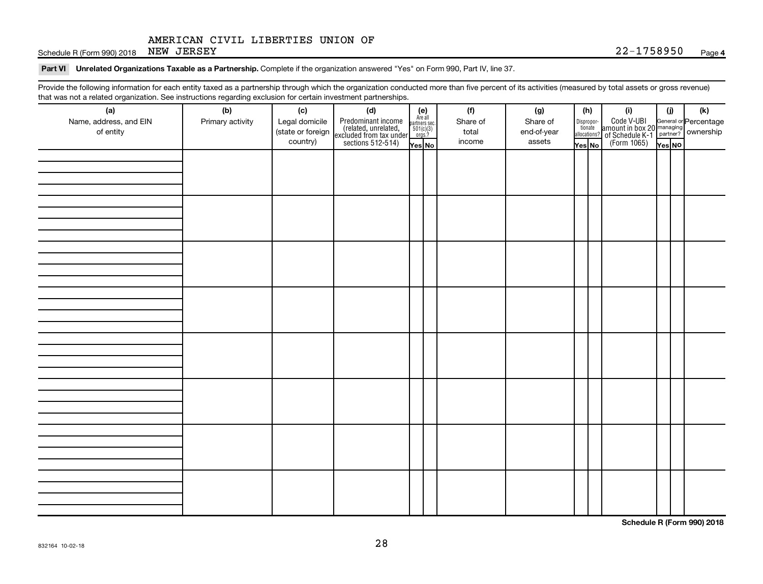AMERICAN CIVIL LIBERTIES UNION OF NEW JERSEY

Schedule R (Form 990) 2018 — 22-1758950 — Page 4

**Part VI Unrelated Organizations Taxable as a Partnership.** Complete if the organization answered "Yes" on Form 990, Part IV, line 37.

Provide the following information for each entity taxed as a partnership through which the organization conducted more than five percent of its activities (measured by total assets or gross revenue) that was not a related organization. See instructions regarding exclusion for certain investment partnerships.

| (a) Name, address, and EIN of entity | (b) Primary activity | (c) Legal domicile (state or foreign country) | (d) Predominant income (related, unrelated, excluded from tax under sections 512-514) | (e) Are all partners sec. 501(c)(3) orgs.? | | (f) Share of total income | (g) Share of end-of-year assets | (h) Disproportionate allocations? | | (i) Code V-UBI amount in box 20 of Schedule K-1 (Form 1065) | (j) General or managing partner? | | (k) Percentage ownership |
|---|---|---|---|---|---|---|---|---|---|---|---|---|---|
| | | | | Yes | No | | | Yes | No | | Yes | No | |
| | | | | | | | | | | | | | |
| | | | | | | | | | | | | | |
| | | | | | | | | | | | | | |
| | | | | | | | | | | | | | |
| | | | | | | | | | | | | | |
| | | | | | | | | | | | | | |
| | | | | | | | | | | | | | |
| | | | | | | | | | | | | | |

**Schedule R (Form 990) 2018**

832164 10-02-18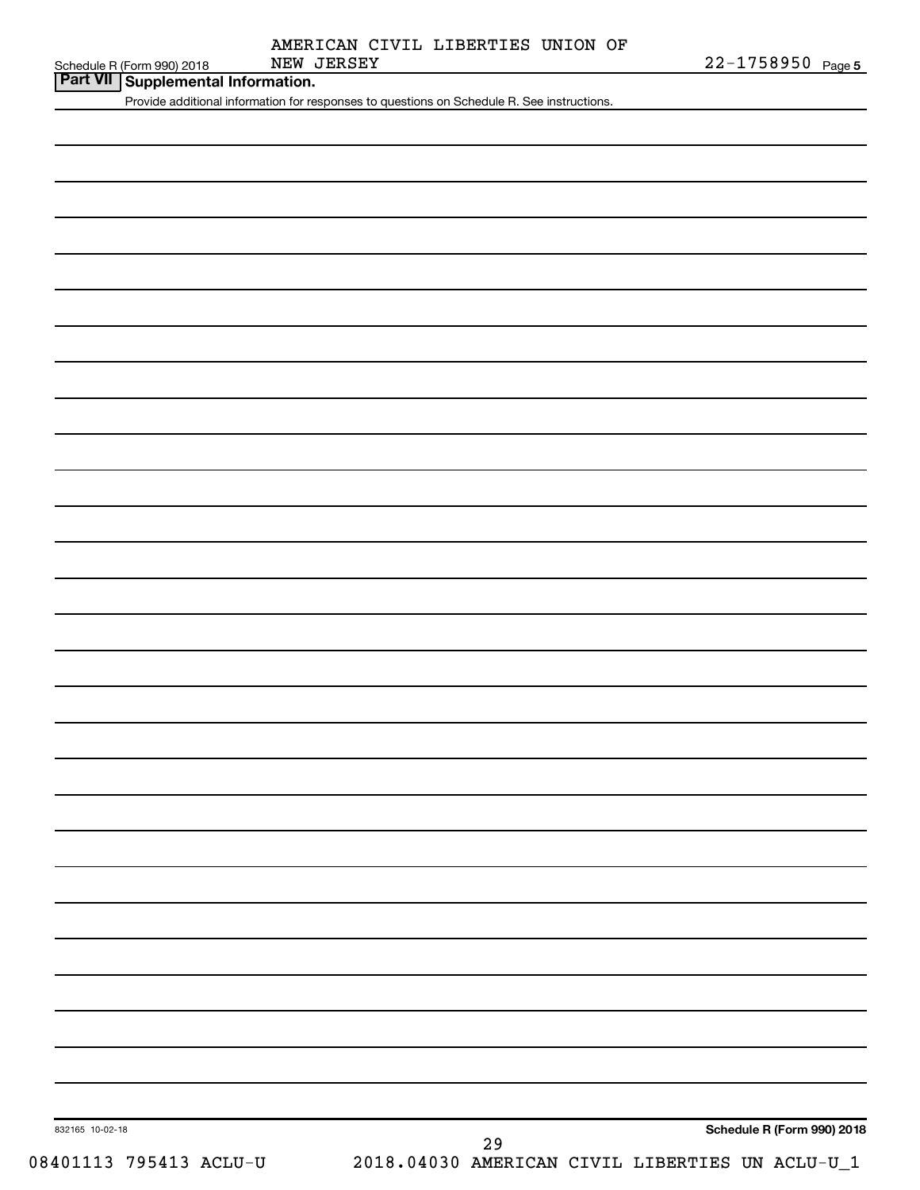AMERICAN CIVIL LIBERTIES UNION OF NEW JERSEY 22-1758950

## Part VII Supplemental Information.

Provide additional information for responses to questions on Schedule R. See instructions.

832165 10-02-18

**Schedule R (Form 990) 2018**

08401113 795413 ACLU-U 2018.04030 AMERICAN CIVIL LIBERTIES UN ACLU-U_1